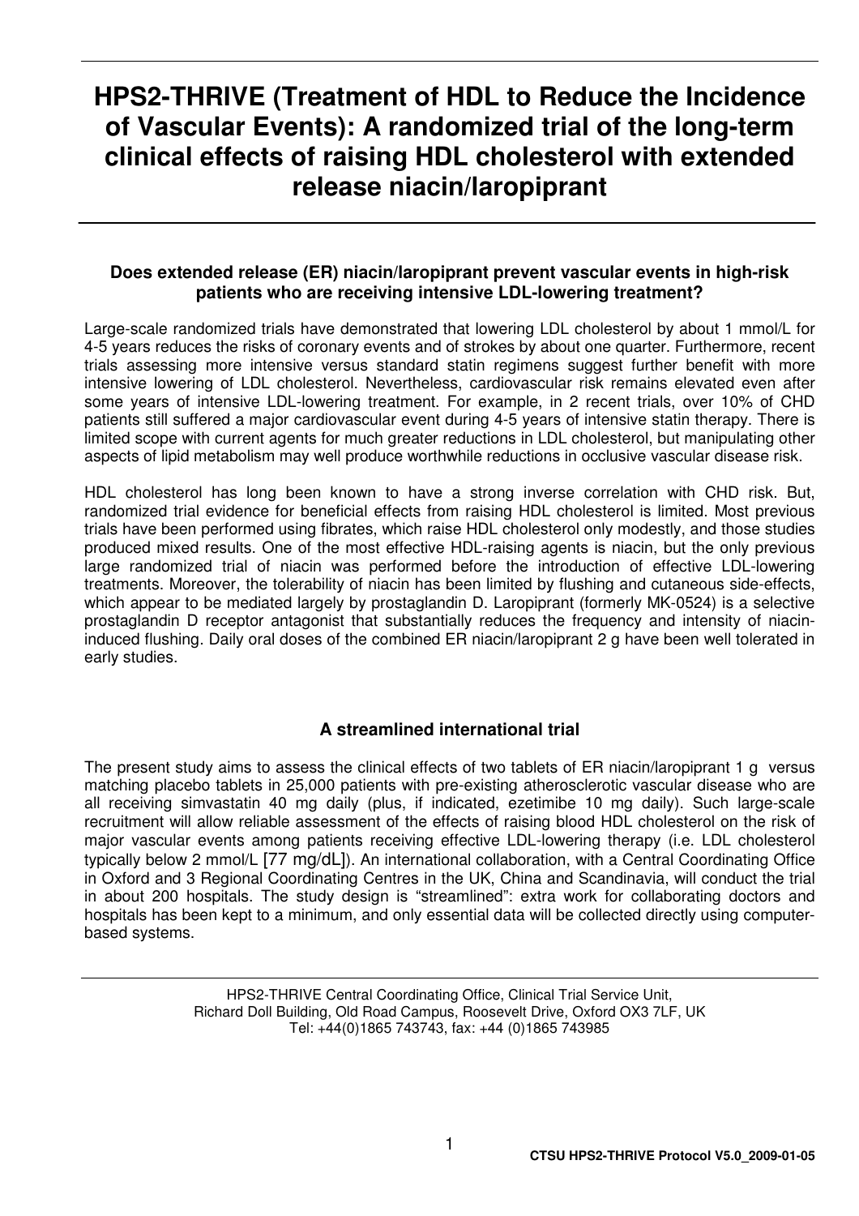# HPS2-THRIVE (Treatment of HDL to Reduce the Incidence of Vascular Events): A randomized trial of the long-term clinical effects of raising HDL cholesterol with extended release niacin/laropiprant

### Does extended release (ER) niacin/laropiprant prevent vascular events in high-risk patients who are receiving intensive LDL-lowering treatment?

Large-scale randomized trials have demonstrated that lowering LDL cholesterol by about 1 mmol/L for 4-5 years reduces the risks of coronary events and of strokes by about one quarter. Furthermore, recent trials assessing more intensive versus standard statin regimens suggest further benefit with more intensive lowering of LDL cholesterol. Nevertheless, cardiovascular risk remains elevated even after some years of intensive LDL-lowering treatment. For example, in 2 recent trials, over 10% of CHD patients still suffered a major cardiovascular event during 4-5 years of intensive statin therapy. There is limited scope with current agents for much greater reductions in LDL cholesterol, but manipulating other aspects of lipid metabolism may well produce worthwhile reductions in occlusive vascular disease risk.

HDL cholesterol has long been known to have a strong inverse correlation with CHD risk. But, randomized trial evidence for beneficial effects from raising HDL cholesterol is limited. Most previous trials have been performed using fibrates, which raise HDL cholesterol only modestly, and those studies produced mixed results. One of the most effective HDL-raising agents is niacin, but the only previous large randomized trial of niacin was performed before the introduction of effective LDL-lowering treatments. Moreover, the tolerability of niacin has been limited by flushing and cutaneous side-effects, which appear to be mediated largely by prostaglandin D. Laropiprant (formerly MK-0524) is a selective prostaglandin D receptor antagonist that substantially reduces the frequency and intensity of niacin-induced flushing. Daily oral doses of the combined ER niacin/laropiprant 2 g have been well tolerated in early studies.

### A streamlined international trial

The present study aims to assess the clinical effects of two tablets of ER niacin/laropiprant 1 g versus matching placebo tablets in 25,000 patients with pre-existing atherosclerotic vascular disease who are all receiving simvastatin 40 mg daily (plus, if indicated, ezetimibe 10 mg daily). Such large-scale recruitment will allow reliable assessment of the effects of raising blood HDL cholesterol on the risk of major vascular events among patients receiving effective LDL-lowering therapy (i.e. LDL cholesterol typically below 2 mmol/L [77 mg/dL]). An international collaboration, with a Central Coordinating Office in Oxford and 3 Regional Coordinating Centres in the UK, China and Scandinavia, will conduct the trial in about 200 hospitals. The study design is "streamlined": extra work for collaborating doctors and hospitals has been kept to a minimum, and only essential data will be collected directly using computer-based systems.

HPS2-THRIVE Central Coordinating Office, Clinical Trial Service Unit,
Richard Doll Building, Old Road Campus, Roosevelt Drive, Oxford OX3 7LF, UK
Tel: +44(0)1865 743743, fax: +44 (0)1865 743985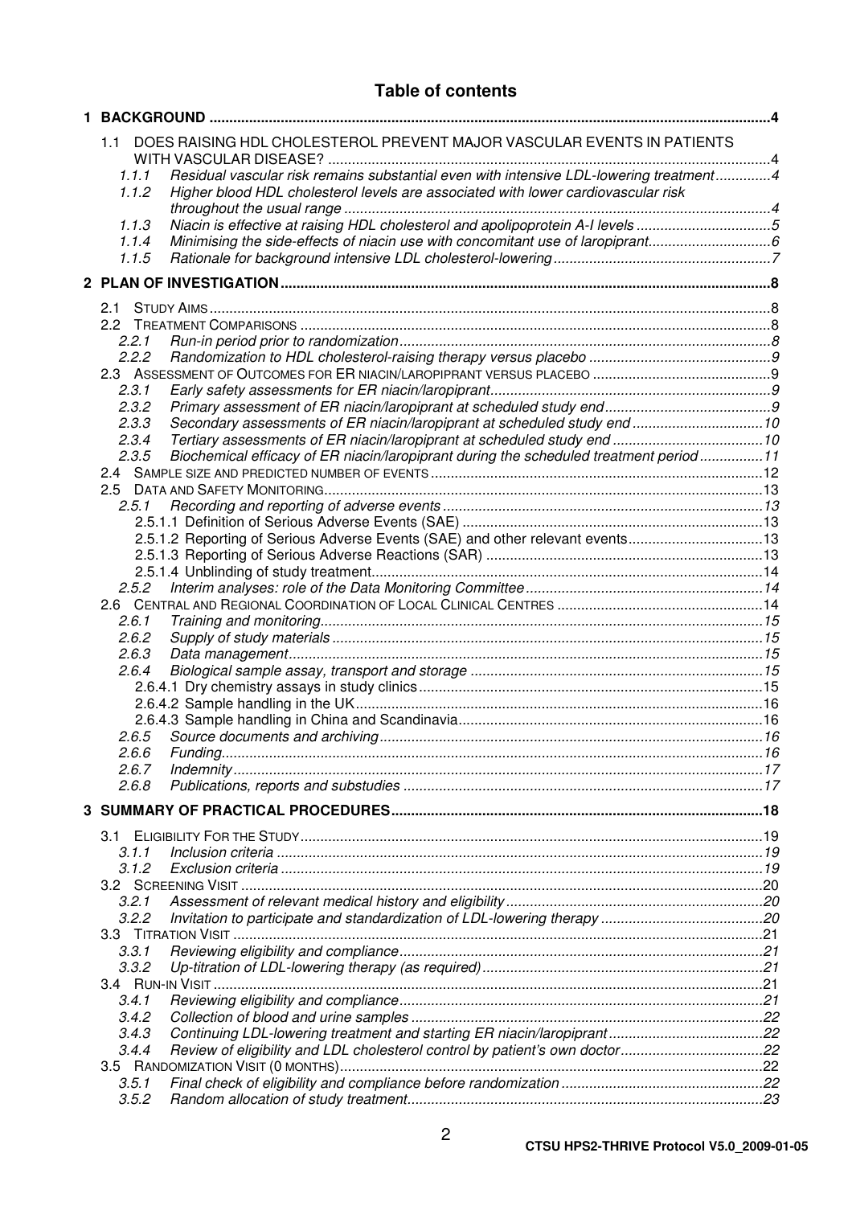# Table of contents

**1 BACKGROUND** ............................................................ 4

- 1.1 DOES RAISING HDL CHOLESTEROL PREVENT MAJOR VASCULAR EVENTS IN PATIENTS WITH VASCULAR DISEASE? ............................................................ 4
  - *1.1.1 Residual vascular risk remains substantial even with intensive LDL-lowering treatment* ............ 4
  - *1.1.2 Higher blood HDL cholesterol levels are associated with lower cardiovascular risk throughout the usual range* ............ 4
  - *1.1.3 Niacin is effective at raising HDL cholesterol and apolipoprotein A-I levels* ............ 5
  - *1.1.4 Minimising the side-effects of niacin use with concomitant use of laropiprant* ............ 6
  - *1.1.5 Rationale for background intensive LDL cholesterol-lowering* ............ 7

**2 PLAN OF INVESTIGATION** ............................................................ 8

- 2.1 STUDY AIMS ............ 8
- 2.2 TREATMENT COMPARISONS ............ 8
  - *2.2.1 Run-in period prior to randomization* ............ 8
  - *2.2.2 Randomization to HDL cholesterol-raising therapy versus placebo* ............ 9
- 2.3 ASSESSMENT OF OUTCOMES FOR ER NIACIN/LAROPIPRANT VERSUS PLACEBO ............ 9
  - *2.3.1 Early safety assessments for ER niacin/laropiprant* ............ 9
  - *2.3.2 Primary assessment of ER niacin/laropiprant at scheduled study end* ............ 9
  - *2.3.3 Secondary assessments of ER niacin/laropiprant at scheduled study end* ............ 10
  - *2.3.4 Tertiary assessments of ER niacin/laropiprant at scheduled study end* ............ 10
  - *2.3.5 Biochemical efficacy of ER niacin/laropiprant during the scheduled treatment period* ............ 11
- 2.4 SAMPLE SIZE AND PREDICTED NUMBER OF EVENTS ............ 12
- 2.5 DATA AND SAFETY MONITORING ............ 13
  - *2.5.1 Recording and reporting of adverse events* ............ 13
    - 2.5.1.1 Definition of Serious Adverse Events (SAE) ............ 13
    - 2.5.1.2 Reporting of Serious Adverse Events (SAE) and other relevant events ............ 13
    - 2.5.1.3 Reporting of Serious Adverse Reactions (SAR) ............ 13
    - 2.5.1.4 Unblinding of study treatment ............ 14
  - *2.5.2 Interim analyses: role of the Data Monitoring Committee* ............ 14
- 2.6 CENTRAL AND REGIONAL COORDINATION OF LOCAL CLINICAL CENTRES ............ 14
  - *2.6.1 Training and monitoring* ............ 15
  - *2.6.2 Supply of study materials* ............ 15
  - *2.6.3 Data management* ............ 15
  - *2.6.4 Biological sample assay, transport and storage* ............ 15
    - 2.6.4.1 Dry chemistry assays in study clinics ............ 15
    - 2.6.4.2 Sample handling in the UK ............ 16
    - 2.6.4.3 Sample handling in China and Scandinavia ............ 16
  - *2.6.5 Source documents and archiving* ............ 16
  - *2.6.6 Funding* ............ 16
  - *2.6.7 Indemnity* ............ 17
  - *2.6.8 Publications, reports and substudies* ............ 17

**3 SUMMARY OF PRACTICAL PROCEDURES** ............................................................ 18

- 3.1 ELIGIBILITY FOR THE STUDY ............ 19
  - *3.1.1 Inclusion criteria* ............ 19
  - *3.1.2 Exclusion criteria* ............ 19
- 3.2 SCREENING VISIT ............ 20
  - *3.2.1 Assessment of relevant medical history and eligibility* ............ 20
  - *3.2.2 Invitation to participate and standardization of LDL-lowering therapy* ............ 20
- 3.3 TITRATION VISIT ............ 21
  - *3.3.1 Reviewing eligibility and compliance* ............ 21
  - *3.3.2 Up-titration of LDL-lowering therapy (as required)* ............ 21
- 3.4 RUN-IN VISIT ............ 21
  - *3.4.1 Reviewing eligibility and compliance* ............ 21
  - *3.4.2 Collection of blood and urine samples* ............ 22
  - *3.4.3 Continuing LDL-lowering treatment and starting ER niacin/laropiprant* ............ 22
  - *3.4.4 Review of eligibility and LDL cholesterol control by patient's own doctor* ............ 22
- 3.5 RANDOMIZATION VISIT (0 MONTHS) ............ 22
  - *3.5.1 Final check of eligibility and compliance before randomization* ............ 22
  - *3.5.2 Random allocation of study treatment* ............ 23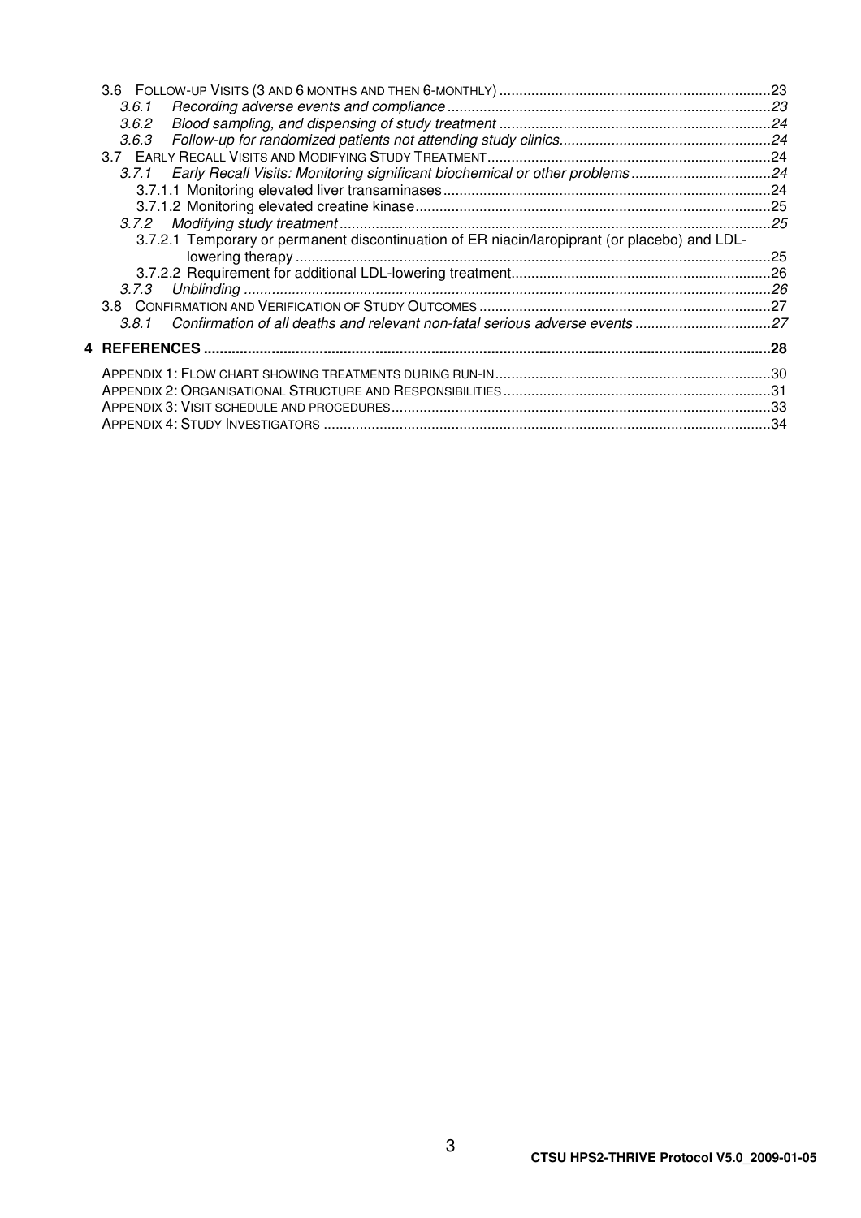3.6 Follow-up Visits (3 and 6 months and then 6-monthly) ....23

*3.6.1 Recording adverse events and compliance* ....23

*3.6.2 Blood sampling, and dispensing of study treatment* ....24

*3.6.3 Follow-up for randomized patients not attending study clinics* ....24

3.7 Early Recall Visits and Modifying Study Treatment ....24

*3.7.1 Early Recall Visits: Monitoring significant biochemical or other problems* ....24

3.7.1.1 Monitoring elevated liver transaminases ....24

3.7.1.2 Monitoring elevated creatine kinase ....25

*3.7.2 Modifying study treatment* ....25

3.7.2.1 Temporary or permanent discontinuation of ER niacin/laropiprant (or placebo) and LDL-lowering therapy ....25

3.7.2.2 Requirement for additional LDL-lowering treatment ....26

*3.7.3 Unblinding* ....26

3.8 Confirmation and Verification of Study Outcomes ....27

*3.8.1 Confirmation of all deaths and relevant non-fatal serious adverse events* ....27

**4 REFERENCES ....28**

Appendix 1: Flow chart showing treatments during run-in ....30

Appendix 2: Organisational Structure and Responsibilities ....31

Appendix 3: Visit schedule and procedures ....33

Appendix 4: Study Investigators ....34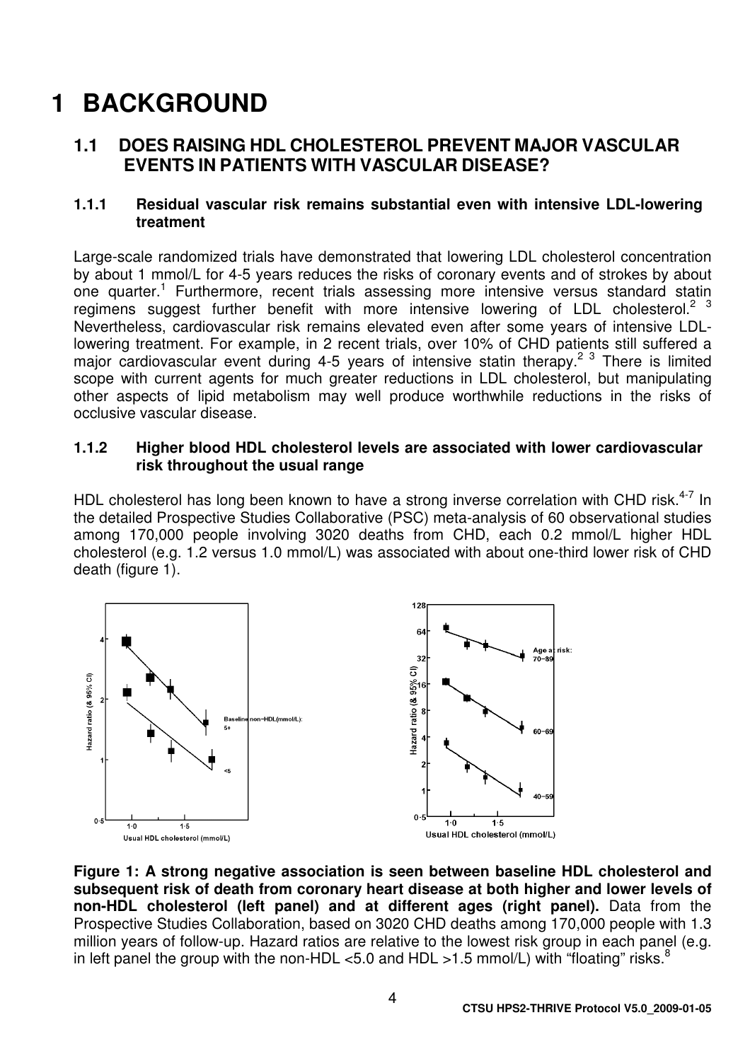# 1 BACKGROUND

## 1.1 DOES RAISING HDL CHOLESTEROL PREVENT MAJOR VASCULAR EVENTS IN PATIENTS WITH VASCULAR DISEASE?

### 1.1.1 Residual vascular risk remains substantial even with intensive LDL-lowering treatment

Large-scale randomized trials have demonstrated that lowering LDL cholesterol concentration by about 1 mmol/L for 4-5 years reduces the risks of coronary events and of strokes by about one quarter.[1] Furthermore, recent trials assessing more intensive versus standard statin regimens suggest further benefit with more intensive lowering of LDL cholesterol.[2 3] Nevertheless, cardiovascular risk remains elevated even after some years of intensive LDL-lowering treatment. For example, in 2 recent trials, over 10% of CHD patients still suffered a major cardiovascular event during 4-5 years of intensive statin therapy.[2 3] There is limited scope with current agents for much greater reductions in LDL cholesterol, but manipulating other aspects of lipid metabolism may well produce worthwhile reductions in the risks of occlusive vascular disease.

### 1.1.2 Higher blood HDL cholesterol levels are associated with lower cardiovascular risk throughout the usual range

HDL cholesterol has long been known to have a strong inverse correlation with CHD risk.[4-7] In the detailed Prospective Studies Collaborative (PSC) meta-analysis of 60 observational studies among 170,000 people involving 3020 deaths from CHD, each 0.2 mmol/L higher HDL cholesterol (e.g. 1.2 versus 1.0 mmol/L) was associated with about one-third lower risk of CHD death (figure 1).

**Figure 1: A strong negative association is seen between baseline HDL cholesterol and subsequent risk of death from coronary heart disease at both higher and lower levels of non-HDL cholesterol (left panel) and at different ages (right panel).** Data from the Prospective Studies Collaboration, based on 3020 CHD deaths among 170,000 people with 1.3 million years of follow-up. Hazard ratios are relative to the lowest risk group in each panel (e.g. in left panel the group with the non-HDL <5.0 and HDL >1.5 mmol/L) with "floating" risks.[8]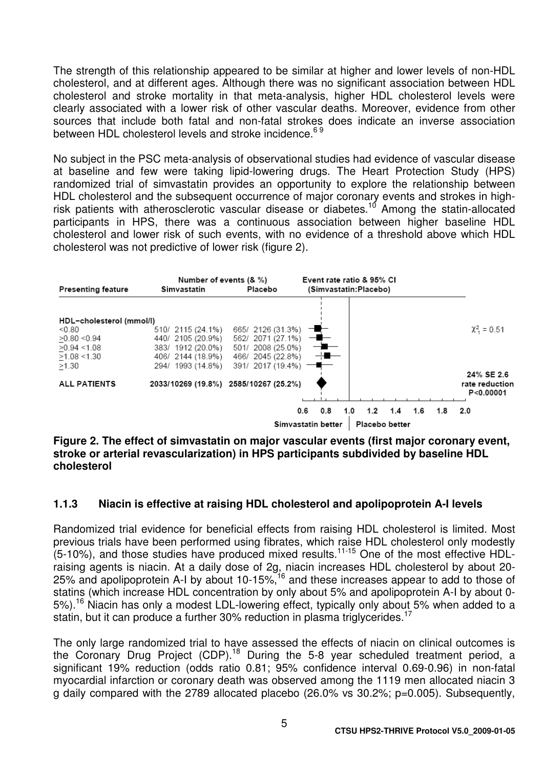The strength of this relationship appeared to be similar at higher and lower levels of non-HDL cholesterol, and at different ages. Although there was no significant association between HDL cholesterol and stroke mortality in that meta-analysis, higher HDL cholesterol levels were clearly associated with a lower risk of other vascular deaths. Moreover, evidence from other sources that include both fatal and non-fatal strokes does indicate an inverse association between HDL cholesterol levels and stroke incidence.[6 9]

No subject in the PSC meta-analysis of observational studies had evidence of vascular disease at baseline and few were taking lipid-lowering drugs. The Heart Protection Study (HPS) randomized trial of simvastatin provides an opportunity to explore the relationship between HDL cholesterol and the subsequent occurrence of major coronary events and strokes in high-risk patients with atherosclerotic vascular disease or diabetes.[10] Among the statin-allocated participants in HPS, there was a continuous association between higher baseline HDL cholesterol and lower risk of such events, with no evidence of a threshold above which HDL cholesterol was not predictive of lower risk (figure 2).

| Presenting feature | Number of events (& %) Simvastatin | Placebo | Event rate ratio & 95% CI (Simvastatin:Placebo) |
|---|---|---|---|
| **HDL–cholesterol (mmol/l)** | | | |
| <0.80 | 510/ 2115 (24.1%) | 665/ 2126 (31.3%) | $\chi^2_1 = 0.51$ |
| ≥0.80 <0.94 | 440/ 2105 (20.9%) | 562/ 2071 (27.1%) | |
| ≥0.94 <1.08 | 383/ 1912 (20.0%) | 501/ 2008 (25.0%) | |
| ≥1.08 <1.30 | 406/ 2144 (18.9%) | 466/ 2045 (22.8%) | |
| ≥1.30 | 294/ 1993 (14.8%) | 391/ 2017 (19.4%) | |
| **ALL PATIENTS** | **2033/10269 (19.8%)** | **2585/10267 (25.2%)** | **24% SE 2.6 rate reduction P<0.00001** |

Axis: 0.6 0.8 1.0 1.2 1.4 1.6 1.8 2.0 — Simvastatin better | Placebo better

**Figure 2. The effect of simvastatin on major vascular events (first major coronary event, stroke or arterial revascularization) in HPS participants subdivided by baseline HDL cholesterol**

### 1.1.3 Niacin is effective at raising HDL cholesterol and apolipoprotein A-I levels

Randomized trial evidence for beneficial effects from raising HDL cholesterol is limited. Most previous trials have been performed using fibrates, which raise HDL cholesterol only modestly (5-10%), and those studies have produced mixed results.[11-15] One of the most effective HDL-raising agents is niacin. At a daily dose of 2g, niacin increases HDL cholesterol by about 20-25% and apolipoprotein A-I by about 10-15%,[16] and these increases appear to add to those of statins (which increase HDL concentration by only about 5% and apolipoprotein A-I by about 0-5%).[16] Niacin has only a modest LDL-lowering effect, typically only about 5% when added to a statin, but it can produce a further 30% reduction in plasma triglycerides.[17]

The only large randomized trial to have assessed the effects of niacin on clinical outcomes is the Coronary Drug Project (CDP).[18] During the 5-8 year scheduled treatment period, a significant 19% reduction (odds ratio 0.81; 95% confidence interval 0.69-0.96) in non-fatal myocardial infarction or coronary death was observed among the 1119 men allocated niacin 3 g daily compared with the 2789 allocated placebo (26.0% vs 30.2%; p=0.005). Subsequently,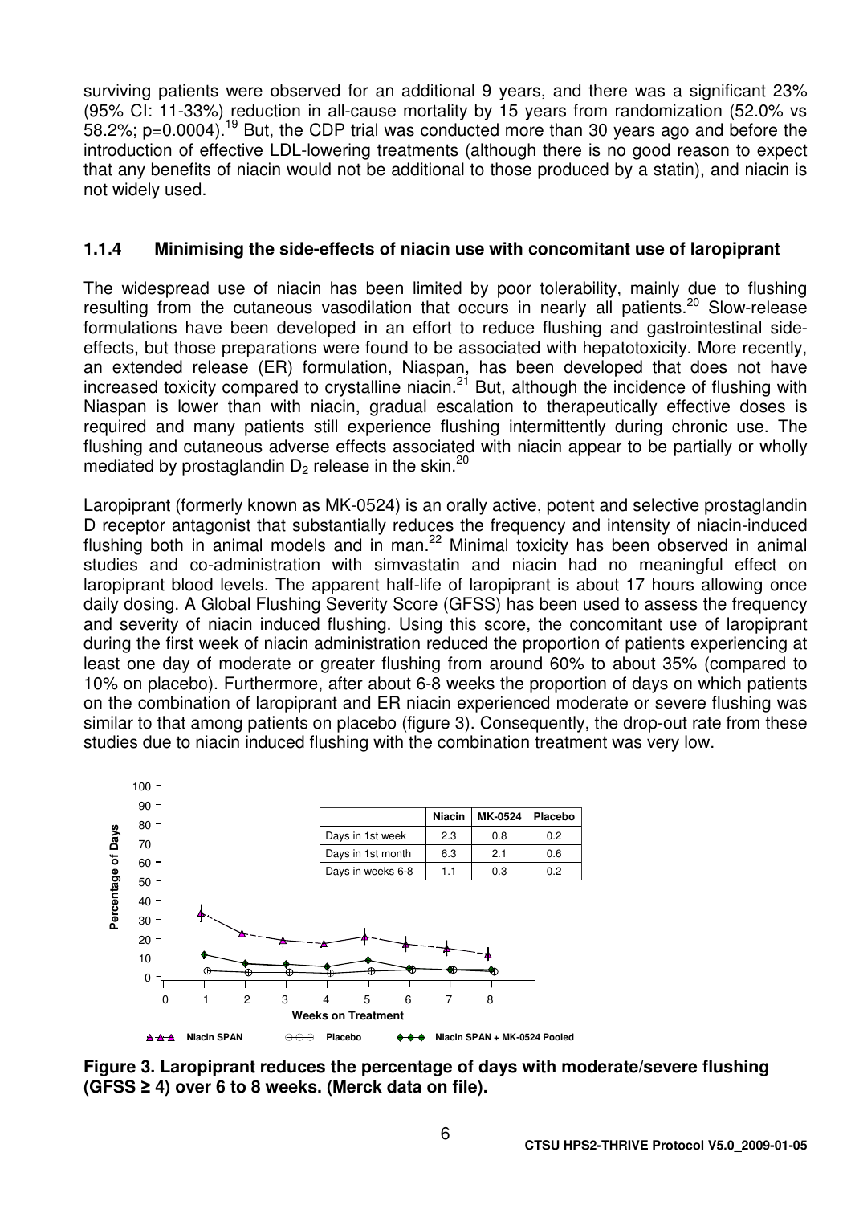surviving patients were observed for an additional 9 years, and there was a significant 23% (95% CI: 11-33%) reduction in all-cause mortality by 15 years from randomization (52.0% vs 58.2%; p=0.0004).[19] But, the CDP trial was conducted more than 30 years ago and before the introduction of effective LDL-lowering treatments (although there is no good reason to expect that any benefits of niacin would not be additional to those produced by a statin), and niacin is not widely used.

### 1.1.4 Minimising the side-effects of niacin use with concomitant use of laropiprant

The widespread use of niacin has been limited by poor tolerability, mainly due to flushing resulting from the cutaneous vasodilation that occurs in nearly all patients.[20] Slow-release formulations have been developed in an effort to reduce flushing and gastrointestinal side-effects, but those preparations were found to be associated with hepatotoxicity. More recently, an extended release (ER) formulation, Niaspan, has been developed that does not have increased toxicity compared to crystalline niacin.[21] But, although the incidence of flushing with Niaspan is lower than with niacin, gradual escalation to therapeutically effective doses is required and many patients still experience flushing intermittently during chronic use. The flushing and cutaneous adverse effects associated with niacin appear to be partially or wholly mediated by prostaglandin $D_2$ release in the skin.[20]

Laropiprant (formerly known as MK-0524) is an orally active, potent and selective prostaglandin D receptor antagonist that substantially reduces the frequency and intensity of niacin-induced flushing both in animal models and in man.[22] Minimal toxicity has been observed in animal studies and co-administration with simvastatin and niacin had no meaningful effect on laropiprant blood levels. The apparent half-life of laropiprant is about 17 hours allowing once daily dosing. A Global Flushing Severity Score (GFSS) has been used to assess the frequency and severity of niacin induced flushing. Using this score, the concomitant use of laropiprant during the first week of niacin administration reduced the proportion of patients experiencing at least one day of moderate or greater flushing from around 60% to about 35% (compared to 10% on placebo). Furthermore, after about 6-8 weeks the proportion of days on which patients on the combination of laropiprant and ER niacin experienced moderate or severe flushing was similar to that among patients on placebo (figure 3). Consequently, the drop-out rate from these studies due to niacin induced flushing with the combination treatment was very low.

| | Niacin | MK-0524 | Placebo |
|---|---|---|---|
| Days in 1st week | 2.3 | 0.8 | 0.2 |
| Days in 1st month | 6.3 | 2.1 | 0.6 |
| Days in weeks 6-8 | 1.1 | 0.3 | 0.2 |

**Figure 3. Laropiprant reduces the percentage of days with moderate/severe flushing (GFSS ≥ 4) over 6 to 8 weeks. (Merck data on file).**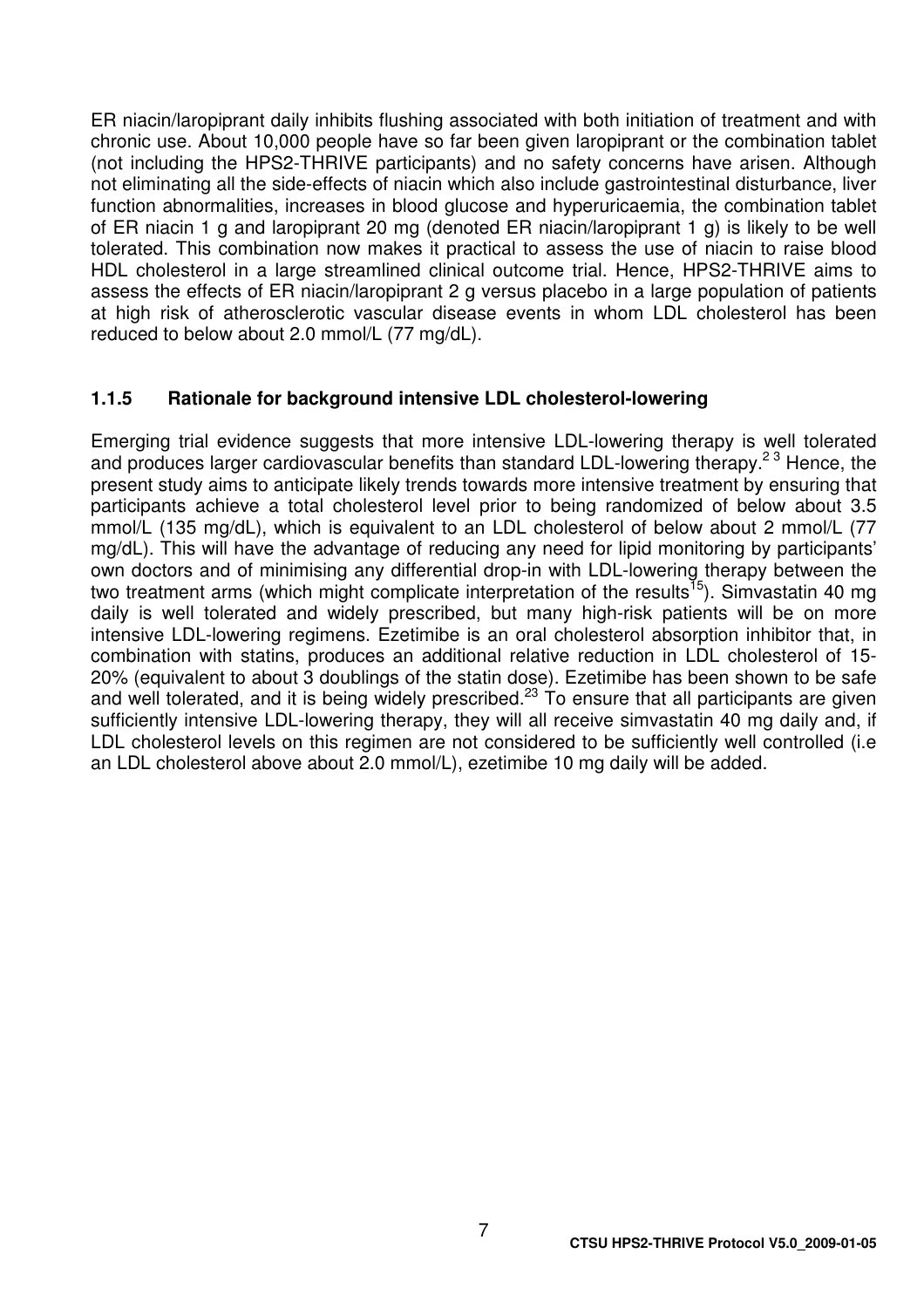ER niacin/laropiprant daily inhibits flushing associated with both initiation of treatment and with chronic use. About 10,000 people have so far been given laropiprant or the combination tablet (not including the HPS2-THRIVE participants) and no safety concerns have arisen. Although not eliminating all the side-effects of niacin which also include gastrointestinal disturbance, liver function abnormalities, increases in blood glucose and hyperuricaemia, the combination tablet of ER niacin 1 g and laropiprant 20 mg (denoted ER niacin/laropiprant 1 g) is likely to be well tolerated. This combination now makes it practical to assess the use of niacin to raise blood HDL cholesterol in a large streamlined clinical outcome trial. Hence, HPS2-THRIVE aims to assess the effects of ER niacin/laropiprant 2 g versus placebo in a large population of patients at high risk of atherosclerotic vascular disease events in whom LDL cholesterol has been reduced to below about 2.0 mmol/L (77 mg/dL).

### 1.1.5 Rationale for background intensive LDL cholesterol-lowering

Emerging trial evidence suggests that more intensive LDL-lowering therapy is well tolerated and produces larger cardiovascular benefits than standard LDL-lowering therapy.[2 3] Hence, the present study aims to anticipate likely trends towards more intensive treatment by ensuring that participants achieve a total cholesterol level prior to being randomized of below about 3.5 mmol/L (135 mg/dL), which is equivalent to an LDL cholesterol of below about 2 mmol/L (77 mg/dL). This will have the advantage of reducing any need for lipid monitoring by participants' own doctors and of minimising any differential drop-in with LDL-lowering therapy between the two treatment arms (which might complicate interpretation of the results[15]). Simvastatin 40 mg daily is well tolerated and widely prescribed, but many high-risk patients will be on more intensive LDL-lowering regimens. Ezetimibe is an oral cholesterol absorption inhibitor that, in combination with statins, produces an additional relative reduction in LDL cholesterol of 15-20% (equivalent to about 3 doublings of the statin dose). Ezetimibe has been shown to be safe and well tolerated, and it is being widely prescribed.[23] To ensure that all participants are given sufficiently intensive LDL-lowering therapy, they will all receive simvastatin 40 mg daily and, if LDL cholesterol levels on this regimen are not considered to be sufficiently well controlled (i.e an LDL cholesterol above about 2.0 mmol/L), ezetimibe 10 mg daily will be added.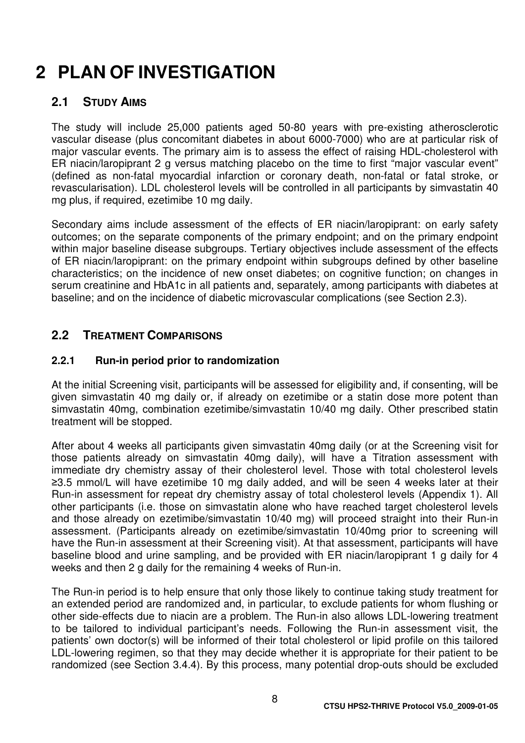# 2 PLAN OF INVESTIGATION

## 2.1 STUDY AIMS

The study will include 25,000 patients aged 50-80 years with pre-existing atherosclerotic vascular disease (plus concomitant diabetes in about 6000-7000) who are at particular risk of major vascular events. The primary aim is to assess the effect of raising HDL-cholesterol with ER niacin/laropiprant 2 g versus matching placebo on the time to first "major vascular event" (defined as non-fatal myocardial infarction or coronary death, non-fatal or fatal stroke, or revascularisation). LDL cholesterol levels will be controlled in all participants by simvastatin 40 mg plus, if required, ezetimibe 10 mg daily.

Secondary aims include assessment of the effects of ER niacin/laropiprant: on early safety outcomes; on the separate components of the primary endpoint; and on the primary endpoint within major baseline disease subgroups. Tertiary objectives include assessment of the effects of ER niacin/laropiprant: on the primary endpoint within subgroups defined by other baseline characteristics; on the incidence of new onset diabetes; on cognitive function; on changes in serum creatinine and HbA1c in all patients and, separately, among participants with diabetes at baseline; and on the incidence of diabetic microvascular complications (see Section 2.3).

## 2.2 TREATMENT COMPARISONS

### 2.2.1 Run-in period prior to randomization

At the initial Screening visit, participants will be assessed for eligibility and, if consenting, will be given simvastatin 40 mg daily or, if already on ezetimibe or a statin dose more potent than simvastatin 40mg, combination ezetimibe/simvastatin 10/40 mg daily. Other prescribed statin treatment will be stopped.

After about 4 weeks all participants given simvastatin 40mg daily (or at the Screening visit for those patients already on simvastatin 40mg daily), will have a Titration assessment with immediate dry chemistry assay of their cholesterol level. Those with total cholesterol levels ≥3.5 mmol/L will have ezetimibe 10 mg daily added, and will be seen 4 weeks later at their Run-in assessment for repeat dry chemistry assay of total cholesterol levels (Appendix 1). All other participants (i.e. those on simvastatin alone who have reached target cholesterol levels and those already on ezetimibe/simvastatin 10/40 mg) will proceed straight into their Run-in assessment. (Participants already on ezetimibe/simvastatin 10/40mg prior to screening will have the Run-in assessment at their Screening visit). At that assessment, participants will have baseline blood and urine sampling, and be provided with ER niacin/laropiprant 1 g daily for 4 weeks and then 2 g daily for the remaining 4 weeks of Run-in.

The Run-in period is to help ensure that only those likely to continue taking study treatment for an extended period are randomized and, in particular, to exclude patients for whom flushing or other side-effects due to niacin are a problem. The Run-in also allows LDL-lowering treatment to be tailored to individual participant's needs. Following the Run-in assessment visit, the patients' own doctor(s) will be informed of their total cholesterol or lipid profile on this tailored LDL-lowering regimen, so that they may decide whether it is appropriate for their patient to be randomized (see Section 3.4.4). By this process, many potential drop-outs should be excluded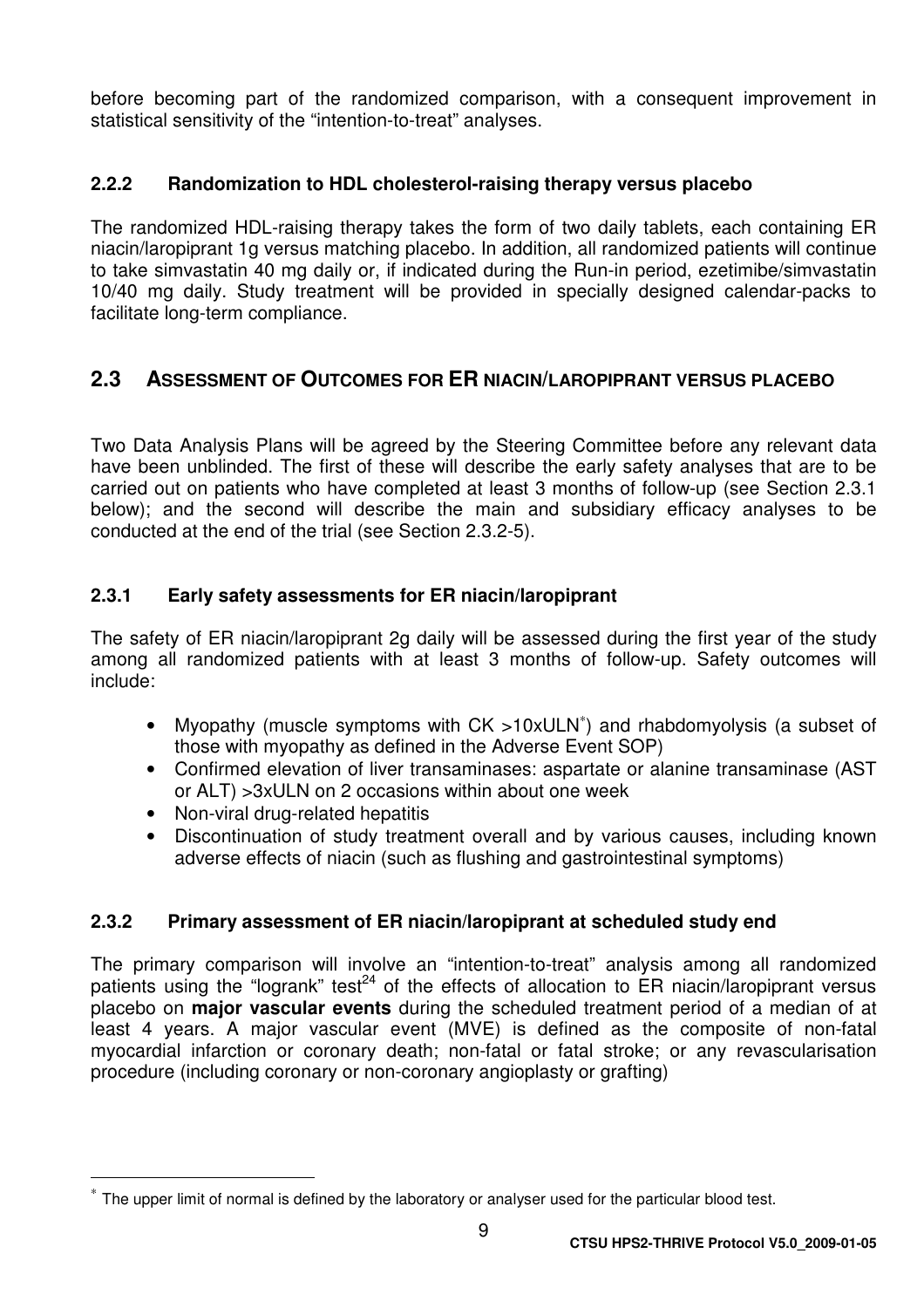before becoming part of the randomized comparison, with a consequent improvement in statistical sensitivity of the "intention-to-treat" analyses.

### 2.2.2 Randomization to HDL cholesterol-raising therapy versus placebo

The randomized HDL-raising therapy takes the form of two daily tablets, each containing ER niacin/laropiprant 1g versus matching placebo. In addition, all randomized patients will continue to take simvastatin 40 mg daily or, if indicated during the Run-in period, ezetimibe/simvastatin 10/40 mg daily. Study treatment will be provided in specially designed calendar-packs to facilitate long-term compliance.

## 2.3 ASSESSMENT OF OUTCOMES FOR ER NIACIN/LAROPIPRANT VERSUS PLACEBO

Two Data Analysis Plans will be agreed by the Steering Committee before any relevant data have been unblinded. The first of these will describe the early safety analyses that are to be carried out on patients who have completed at least 3 months of follow-up (see Section 2.3.1 below); and the second will describe the main and subsidiary efficacy analyses to be conducted at the end of the trial (see Section 2.3.2-5).

### 2.3.1 Early safety assessments for ER niacin/laropiprant

The safety of ER niacin/laropiprant 2g daily will be assessed during the first year of the study among all randomized patients with at least 3 months of follow-up. Safety outcomes will include:

- Myopathy (muscle symptoms with CK >10xULN*) and rhabdomyolysis (a subset of those with myopathy as defined in the Adverse Event SOP)
- Confirmed elevation of liver transaminases: aspartate or alanine transaminase (AST or ALT) >3xULN on 2 occasions within about one week
- Non-viral drug-related hepatitis
- Discontinuation of study treatment overall and by various causes, including known adverse effects of niacin (such as flushing and gastrointestinal symptoms)

### 2.3.2 Primary assessment of ER niacin/laropiprant at scheduled study end

The primary comparison will involve an "intention-to-treat" analysis among all randomized patients using the "logrank" test[24] of the effects of allocation to ER niacin/laropiprant versus placebo on **major vascular events** during the scheduled treatment period of a median of at least 4 years. A major vascular event (MVE) is defined as the composite of non-fatal myocardial infarction or coronary death; non-fatal or fatal stroke; or any revascularisation procedure (including coronary or non-coronary angioplasty or grafting)

---

* The upper limit of normal is defined by the laboratory or analyser used for the particular blood test.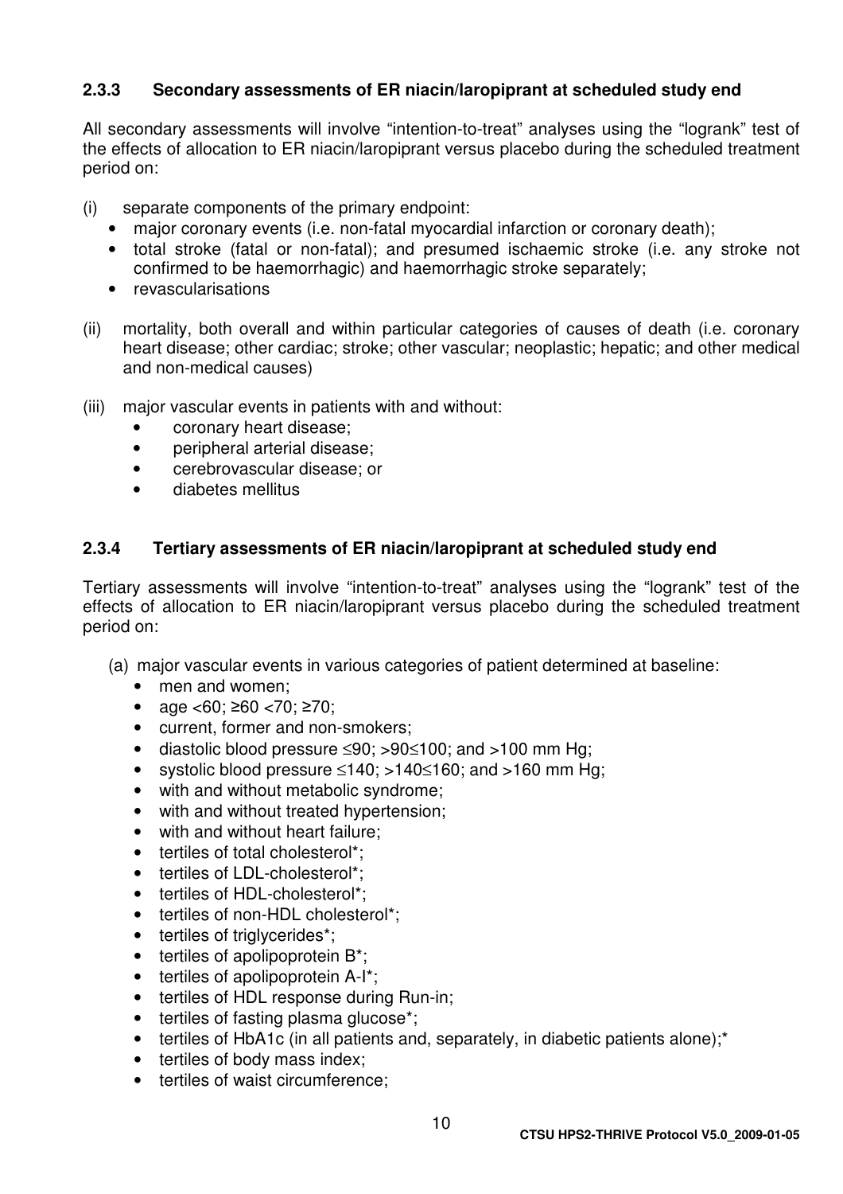### 2.3.3 Secondary assessments of ER niacin/laropiprant at scheduled study end

All secondary assessments will involve "intention-to-treat" analyses using the "logrank" test of the effects of allocation to ER niacin/laropiprant versus placebo during the scheduled treatment period on:

(i) separate components of the primary endpoint:
   - major coronary events (i.e. non-fatal myocardial infarction or coronary death);
   - total stroke (fatal or non-fatal); and presumed ischaemic stroke (i.e. any stroke not confirmed to be haemorrhagic) and haemorrhagic stroke separately;
   - revascularisations

(ii) mortality, both overall and within particular categories of causes of death (i.e. coronary heart disease; other cardiac; stroke; other vascular; neoplastic; hepatic; and other medical and non-medical causes)

(iii) major vascular events in patients with and without:
   - coronary heart disease;
   - peripheral arterial disease;
   - cerebrovascular disease; or
   - diabetes mellitus

### 2.3.4 Tertiary assessments of ER niacin/laropiprant at scheduled study end

Tertiary assessments will involve "intention-to-treat" analyses using the "logrank" test of the effects of allocation to ER niacin/laropiprant versus placebo during the scheduled treatment period on:

(a) major vascular events in various categories of patient determined at baseline:
   - men and women;
   - age <60; ≥60 <70; ≥70;
   - current, former and non-smokers;
   - diastolic blood pressure ≤90; >90≤100; and >100 mm Hg;
   - systolic blood pressure ≤140; >140≤160; and >160 mm Hg;
   - with and without metabolic syndrome;
   - with and without treated hypertension;
   - with and without heart failure;
   - tertiles of total cholesterol*;
   - tertiles of LDL-cholesterol*;
   - tertiles of HDL-cholesterol*;
   - tertiles of non-HDL cholesterol*;
   - tertiles of triglycerides*;
   - tertiles of apolipoprotein B*;
   - tertiles of apolipoprotein A-I*;
   - tertiles of HDL response during Run-in;
   - tertiles of fasting plasma glucose*;
   - tertiles of HbA1c (in all patients and, separately, in diabetic patients alone);*
   - tertiles of body mass index;
   - tertiles of waist circumference;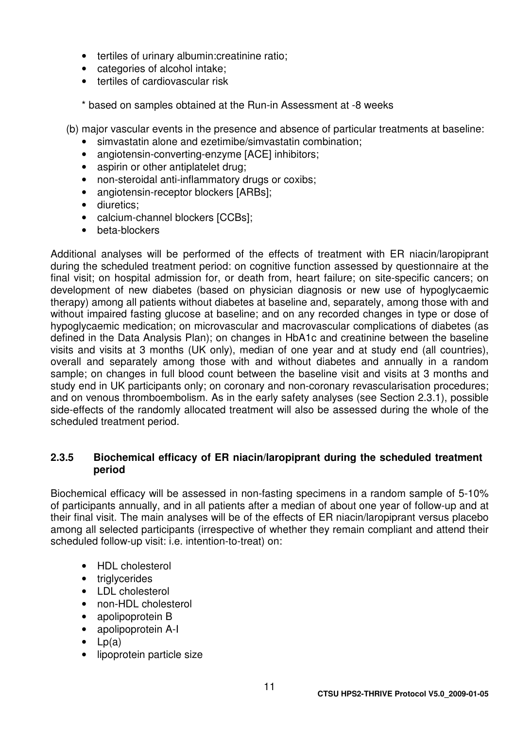- tertiles of urinary albumin:creatinine ratio;
- categories of alcohol intake;
- tertiles of cardiovascular risk

\* based on samples obtained at the Run-in Assessment at -8 weeks

(b) major vascular events in the presence and absence of particular treatments at baseline:

- simvastatin alone and ezetimibe/simvastatin combination;
- angiotensin-converting-enzyme [ACE] inhibitors;
- aspirin or other antiplatelet drug;
- non-steroidal anti-inflammatory drugs or coxibs;
- angiotensin-receptor blockers [ARBs];
- diuretics;
- calcium-channel blockers [CCBs];
- beta-blockers

Additional analyses will be performed of the effects of treatment with ER niacin/laropiprant during the scheduled treatment period: on cognitive function assessed by questionnaire at the final visit; on hospital admission for, or death from, heart failure; on site-specific cancers; on development of new diabetes (based on physician diagnosis or new use of hypoglycaemic therapy) among all patients without diabetes at baseline and, separately, among those with and without impaired fasting glucose at baseline; and on any recorded changes in type or dose of hypoglycaemic medication; on microvascular and macrovascular complications of diabetes (as defined in the Data Analysis Plan); on changes in HbA1c and creatinine between the baseline visits and visits at 3 months (UK only), median of one year and at study end (all countries), overall and separately among those with and without diabetes and annually in a random sample; on changes in full blood count between the baseline visit and visits at 3 months and study end in UK participants only; on coronary and non-coronary revascularisation procedures; and on venous thromboembolism. As in the early safety analyses (see Section 2.3.1), possible side-effects of the randomly allocated treatment will also be assessed during the whole of the scheduled treatment period.

### 2.3.5 Biochemical efficacy of ER niacin/laropiprant during the scheduled treatment period

Biochemical efficacy will be assessed in non-fasting specimens in a random sample of 5-10% of participants annually, and in all patients after a median of about one year of follow-up and at their final visit. The main analyses will be of the effects of ER niacin/laropiprant versus placebo among all selected participants (irrespective of whether they remain compliant and attend their scheduled follow-up visit: i.e. intention-to-treat) on:

- HDL cholesterol
- triglycerides
- LDL cholesterol
- non-HDL cholesterol
- apolipoprotein B
- apolipoprotein A-I
- Lp(a)
- lipoprotein particle size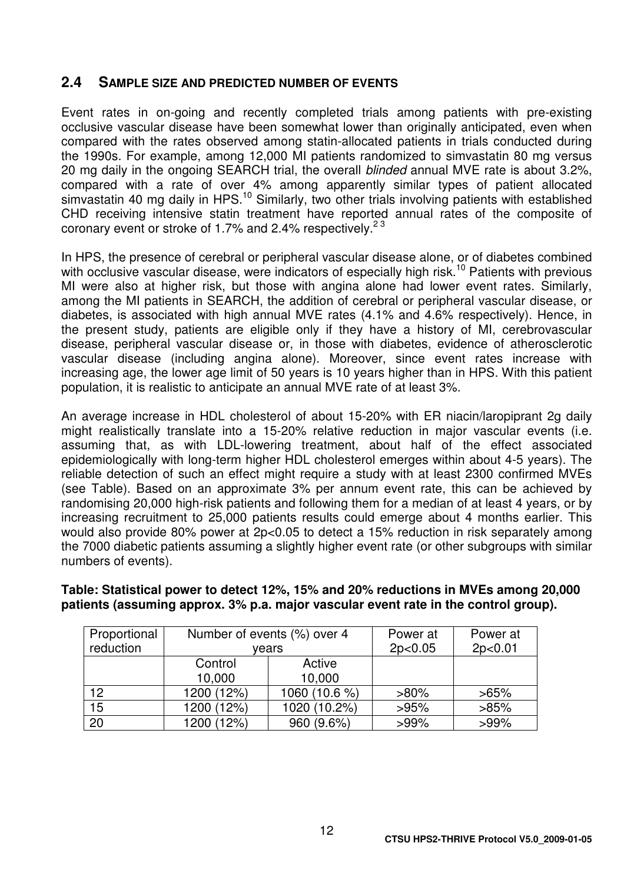## 2.4 SAMPLE SIZE AND PREDICTED NUMBER OF EVENTS

Event rates in on-going and recently completed trials among patients with pre-existing occlusive vascular disease have been somewhat lower than originally anticipated, even when compared with the rates observed among statin-allocated patients in trials conducted during the 1990s. For example, among 12,000 MI patients randomized to simvastatin 80 mg versus 20 mg daily in the ongoing SEARCH trial, the overall *blinded* annual MVE rate is about 3.2%, compared with a rate of over 4% among apparently similar types of patient allocated simvastatin 40 mg daily in HPS.[10] Similarly, two other trials involving patients with established CHD receiving intensive statin treatment have reported annual rates of the composite of coronary event or stroke of 1.7% and 2.4% respectively.[2 3]

In HPS, the presence of cerebral or peripheral vascular disease alone, or of diabetes combined with occlusive vascular disease, were indicators of especially high risk.[10] Patients with previous MI were also at higher risk, but those with angina alone had lower event rates. Similarly, among the MI patients in SEARCH, the addition of cerebral or peripheral vascular disease, or diabetes, is associated with high annual MVE rates (4.1% and 4.6% respectively). Hence, in the present study, patients are eligible only if they have a history of MI, cerebrovascular disease, peripheral vascular disease or, in those with diabetes, evidence of atherosclerotic vascular disease (including angina alone). Moreover, since event rates increase with increasing age, the lower age limit of 50 years is 10 years higher than in HPS. With this patient population, it is realistic to anticipate an annual MVE rate of at least 3%.

An average increase in HDL cholesterol of about 15-20% with ER niacin/laropiprant 2g daily might realistically translate into a 15-20% relative reduction in major vascular events (i.e. assuming that, as with LDL-lowering treatment, about half of the effect associated epidemiologically with long-term higher HDL cholesterol emerges within about 4-5 years). The reliable detection of such an effect might require a study with at least 2300 confirmed MVEs (see Table). Based on an approximate 3% per annum event rate, this can be achieved by randomising 20,000 high-risk patients and following them for a median of at least 4 years, or by increasing recruitment to 25,000 patients results could emerge about 4 months earlier. This would also provide 80% power at 2p<0.05 to detect a 15% reduction in risk separately among the 7000 diabetic patients assuming a slightly higher event rate (or other subgroups with similar numbers of events).

**Table: Statistical power to detect 12%, 15% and 20% reductions in MVEs among 20,000 patients (assuming approx. 3% p.a. major vascular event rate in the control group).**

| Proportional reduction | Number of events (%) over 4 years | | Power at 2p<0.05 | Power at 2p<0.01 |
|---|---|---|---|---|
| | Control 10,000 | Active 10,000 | | |
| 12 | 1200 (12%) | 1060 (10.6 %) | >80% | >65% |
| 15 | 1200 (12%) | 1020 (10.2%) | >95% | >85% |
| 20 | 1200 (12%) | 960 (9.6%) | >99% | >99% |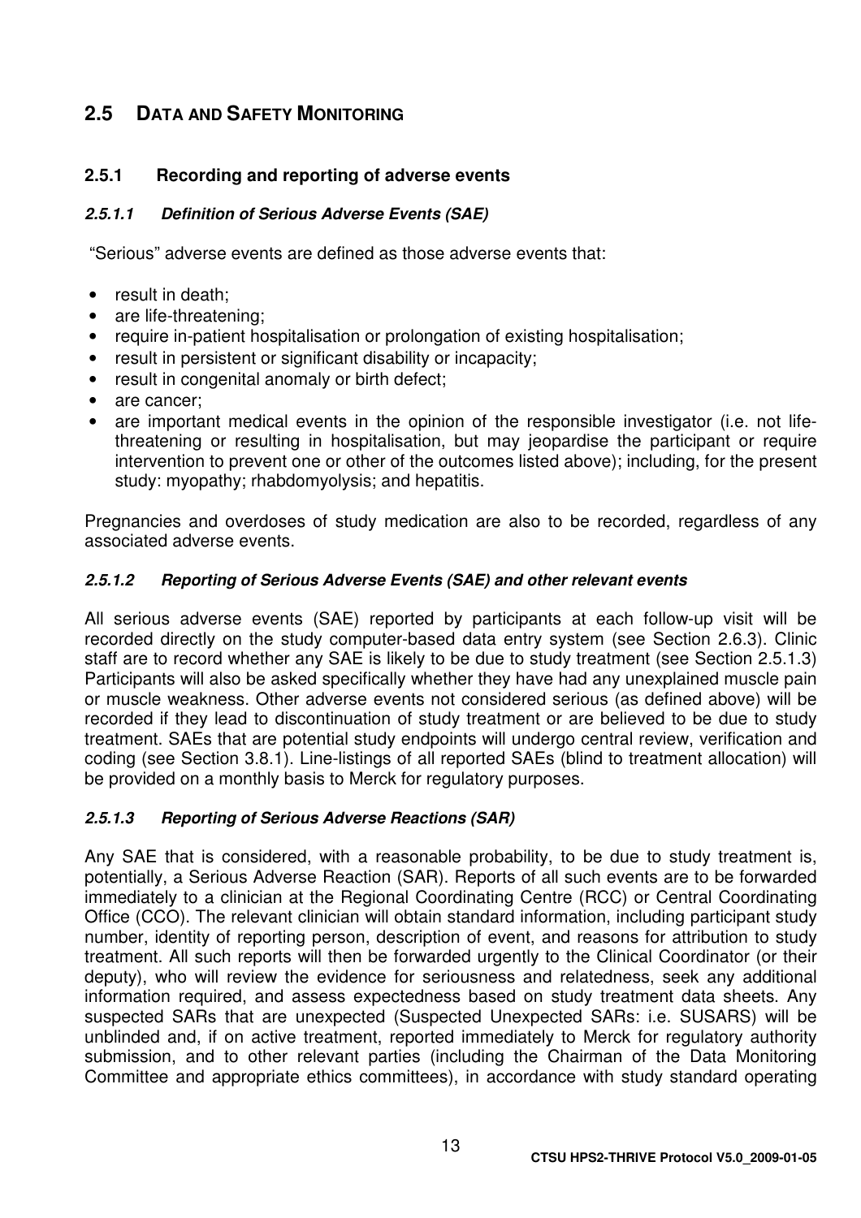## 2.5 DATA AND SAFETY MONITORING

### 2.5.1 Recording and reporting of adverse events

#### *2.5.1.1 Definition of Serious Adverse Events (SAE)*

"Serious" adverse events are defined as those adverse events that:

- result in death;
- are life-threatening;
- require in-patient hospitalisation or prolongation of existing hospitalisation;
- result in persistent or significant disability or incapacity;
- result in congenital anomaly or birth defect;
- are cancer;
- are important medical events in the opinion of the responsible investigator (i.e. not life-threatening or resulting in hospitalisation, but may jeopardise the participant or require intervention to prevent one or other of the outcomes listed above); including, for the present study: myopathy; rhabdomyolysis; and hepatitis.

Pregnancies and overdoses of study medication are also to be recorded, regardless of any associated adverse events.

#### *2.5.1.2 Reporting of Serious Adverse Events (SAE) and other relevant events*

All serious adverse events (SAE) reported by participants at each follow-up visit will be recorded directly on the study computer-based data entry system (see Section 2.6.3). Clinic staff are to record whether any SAE is likely to be due to study treatment (see Section 2.5.1.3) Participants will also be asked specifically whether they have had any unexplained muscle pain or muscle weakness. Other adverse events not considered serious (as defined above) will be recorded if they lead to discontinuation of study treatment or are believed to be due to study treatment. SAEs that are potential study endpoints will undergo central review, verification and coding (see Section 3.8.1). Line-listings of all reported SAEs (blind to treatment allocation) will be provided on a monthly basis to Merck for regulatory purposes.

#### *2.5.1.3 Reporting of Serious Adverse Reactions (SAR)*

Any SAE that is considered, with a reasonable probability, to be due to study treatment is, potentially, a Serious Adverse Reaction (SAR). Reports of all such events are to be forwarded immediately to a clinician at the Regional Coordinating Centre (RCC) or Central Coordinating Office (CCO). The relevant clinician will obtain standard information, including participant study number, identity of reporting person, description of event, and reasons for attribution to study treatment. All such reports will then be forwarded urgently to the Clinical Coordinator (or their deputy), who will review the evidence for seriousness and relatedness, seek any additional information required, and assess expectedness based on study treatment data sheets. Any suspected SARs that are unexpected (Suspected Unexpected SARs: i.e. SUSARS) will be unblinded and, if on active treatment, reported immediately to Merck for regulatory authority submission, and to other relevant parties (including the Chairman of the Data Monitoring Committee and appropriate ethics committees), in accordance with study standard operating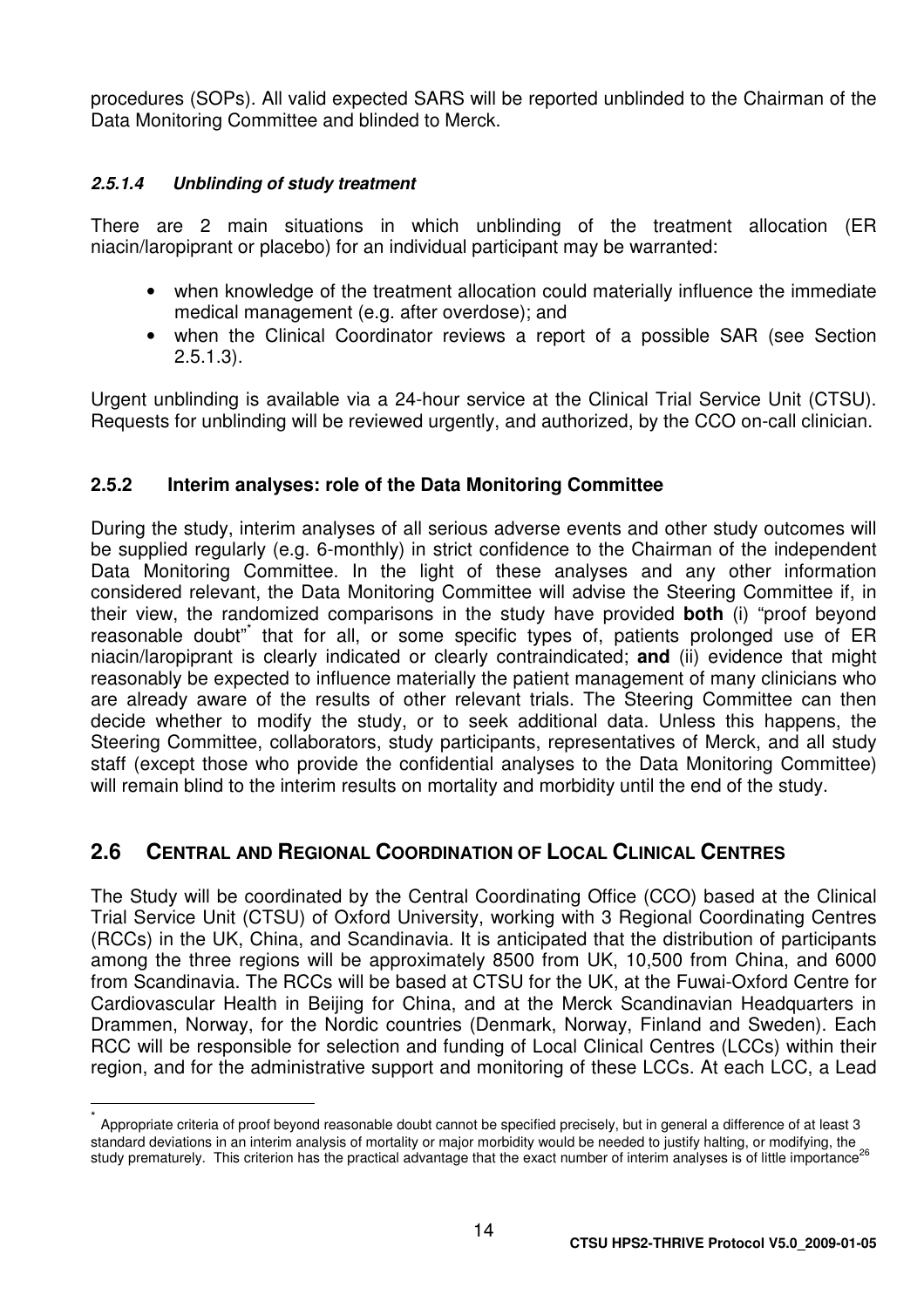procedures (SOPs). All valid expected SARS will be reported unblinded to the Chairman of the Data Monitoring Committee and blinded to Merck.

#### *2.5.1.4 Unblinding of study treatment*

There are 2 main situations in which unblinding of the treatment allocation (ER niacin/laropiprant or placebo) for an individual participant may be warranted:

- when knowledge of the treatment allocation could materially influence the immediate medical management (e.g. after overdose); and
- when the Clinical Coordinator reviews a report of a possible SAR (see Section 2.5.1.3).

Urgent unblinding is available via a 24-hour service at the Clinical Trial Service Unit (CTSU). Requests for unblinding will be reviewed urgently, and authorized, by the CCO on-call clinician.

### 2.5.2 Interim analyses: role of the Data Monitoring Committee

During the study, interim analyses of all serious adverse events and other study outcomes will be supplied regularly (e.g. 6-monthly) in strict confidence to the Chairman of the independent Data Monitoring Committee. In the light of these analyses and any other information considered relevant, the Data Monitoring Committee will advise the Steering Committee if, in their view, the randomized comparisons in the study have provided **both** (i) "proof beyond reasonable doubt"* that for all, or some specific types of, patients prolonged use of ER niacin/laropiprant is clearly indicated or clearly contraindicated; **and** (ii) evidence that might reasonably be expected to influence materially the patient management of many clinicians who are already aware of the results of other relevant trials. The Steering Committee can then decide whether to modify the study, or to seek additional data. Unless this happens, the Steering Committee, collaborators, study participants, representatives of Merck, and all study staff (except those who provide the confidential analyses to the Data Monitoring Committee) will remain blind to the interim results on mortality and morbidity until the end of the study.

## 2.6 CENTRAL AND REGIONAL COORDINATION OF LOCAL CLINICAL CENTRES

The Study will be coordinated by the Central Coordinating Office (CCO) based at the Clinical Trial Service Unit (CTSU) of Oxford University, working with 3 Regional Coordinating Centres (RCCs) in the UK, China, and Scandinavia. It is anticipated that the distribution of participants among the three regions will be approximately 8500 from UK, 10,500 from China, and 6000 from Scandinavia. The RCCs will be based at CTSU for the UK, at the Fuwai-Oxford Centre for Cardiovascular Health in Beijing for China, and at the Merck Scandinavian Headquarters in Drammen, Norway, for the Nordic countries (Denmark, Norway, Finland and Sweden). Each RCC will be responsible for selection and funding of Local Clinical Centres (LCCs) within their region, and for the administrative support and monitoring of these LCCs. At each LCC, a Lead

---

* Appropriate criteria of proof beyond reasonable doubt cannot be specified precisely, but in general a difference of at least 3 standard deviations in an interim analysis of mortality or major morbidity would be needed to justify halting, or modifying, the study prematurely. This criterion has the practical advantage that the exact number of interim analyses is of little importance[26]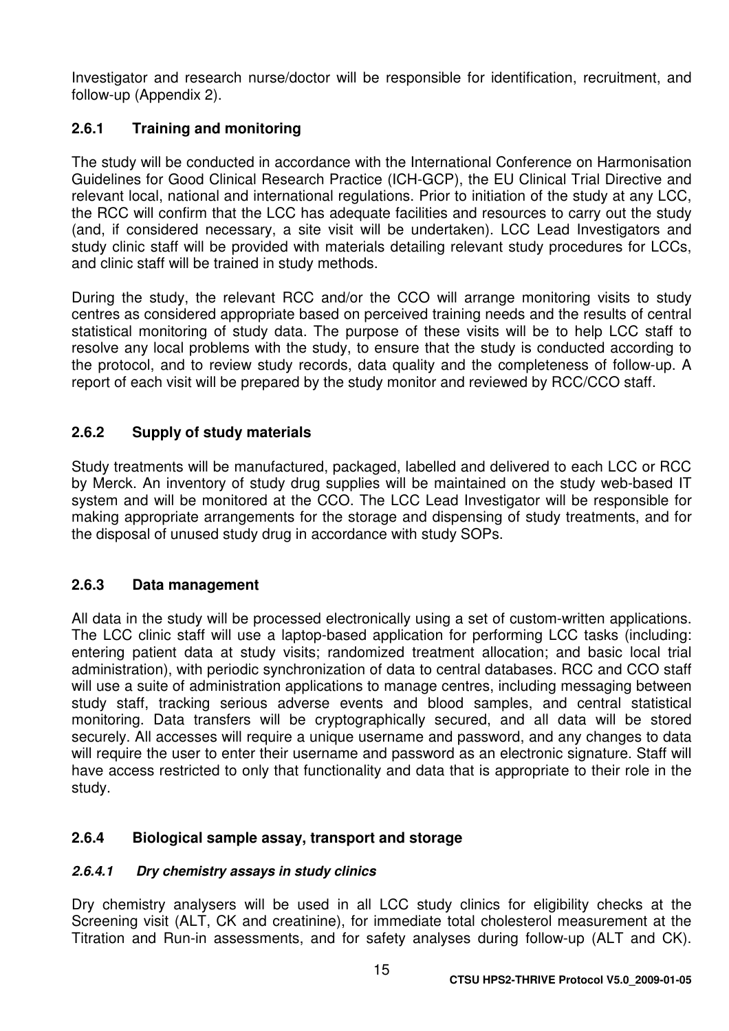Investigator and research nurse/doctor will be responsible for identification, recruitment, and follow-up (Appendix 2).

### 2.6.1 Training and monitoring

The study will be conducted in accordance with the International Conference on Harmonisation Guidelines for Good Clinical Research Practice (ICH-GCP), the EU Clinical Trial Directive and relevant local, national and international regulations. Prior to initiation of the study at any LCC, the RCC will confirm that the LCC has adequate facilities and resources to carry out the study (and, if considered necessary, a site visit will be undertaken). LCC Lead Investigators and study clinic staff will be provided with materials detailing relevant study procedures for LCCs, and clinic staff will be trained in study methods.

During the study, the relevant RCC and/or the CCO will arrange monitoring visits to study centres as considered appropriate based on perceived training needs and the results of central statistical monitoring of study data. The purpose of these visits will be to help LCC staff to resolve any local problems with the study, to ensure that the study is conducted according to the protocol, and to review study records, data quality and the completeness of follow-up. A report of each visit will be prepared by the study monitor and reviewed by RCC/CCO staff.

### 2.6.2 Supply of study materials

Study treatments will be manufactured, packaged, labelled and delivered to each LCC or RCC by Merck. An inventory of study drug supplies will be maintained on the study web-based IT system and will be monitored at the CCO. The LCC Lead Investigator will be responsible for making appropriate arrangements for the storage and dispensing of study treatments, and for the disposal of unused study drug in accordance with study SOPs.

### 2.6.3 Data management

All data in the study will be processed electronically using a set of custom-written applications. The LCC clinic staff will use a laptop-based application for performing LCC tasks (including: entering patient data at study visits; randomized treatment allocation; and basic local trial administration), with periodic synchronization of data to central databases. RCC and CCO staff will use a suite of administration applications to manage centres, including messaging between study staff, tracking serious adverse events and blood samples, and central statistical monitoring. Data transfers will be cryptographically secured, and all data will be stored securely. All accesses will require a unique username and password, and any changes to data will require the user to enter their username and password as an electronic signature. Staff will have access restricted to only that functionality and data that is appropriate to their role in the study.

### 2.6.4 Biological sample assay, transport and storage

#### *2.6.4.1 Dry chemistry assays in study clinics*

Dry chemistry analysers will be used in all LCC study clinics for eligibility checks at the Screening visit (ALT, CK and creatinine), for immediate total cholesterol measurement at the Titration and Run-in assessments, and for safety analyses during follow-up (ALT and CK).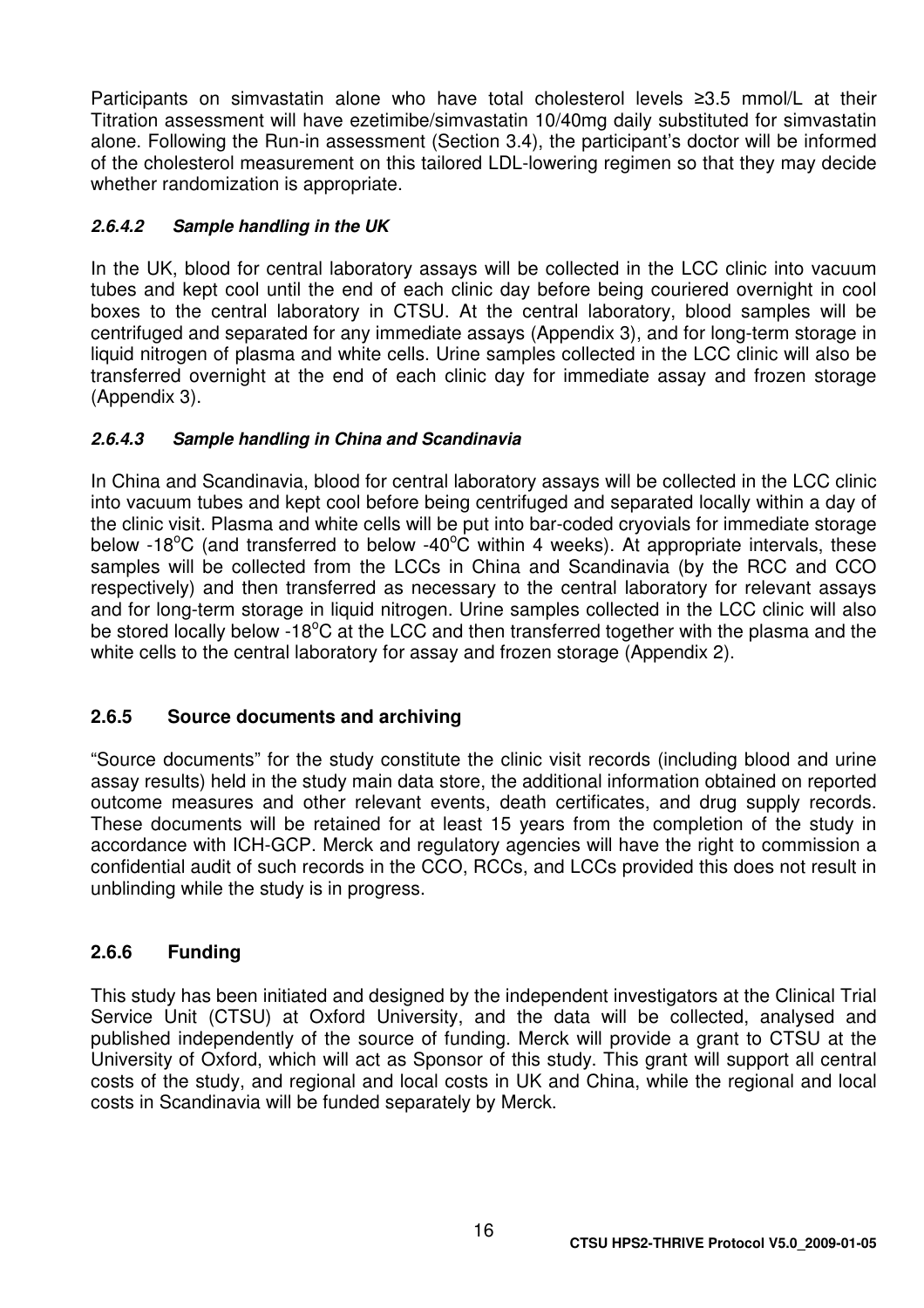Participants on simvastatin alone who have total cholesterol levels ≥3.5 mmol/L at their Titration assessment will have ezetimibe/simvastatin 10/40mg daily substituted for simvastatin alone. Following the Run-in assessment (Section 3.4), the participant's doctor will be informed of the cholesterol measurement on this tailored LDL-lowering regimen so that they may decide whether randomization is appropriate.

#### *2.6.4.2 Sample handling in the UK*

In the UK, blood for central laboratory assays will be collected in the LCC clinic into vacuum tubes and kept cool until the end of each clinic day before being couriered overnight in cool boxes to the central laboratory in CTSU. At the central laboratory, blood samples will be centrifuged and separated for any immediate assays (Appendix 3), and for long-term storage in liquid nitrogen of plasma and white cells. Urine samples collected in the LCC clinic will also be transferred overnight at the end of each clinic day for immediate assay and frozen storage (Appendix 3).

#### *2.6.4.3 Sample handling in China and Scandinavia*

In China and Scandinavia, blood for central laboratory assays will be collected in the LCC clinic into vacuum tubes and kept cool before being centrifuged and separated locally within a day of the clinic visit. Plasma and white cells will be put into bar-coded cryovials for immediate storage below -18°C (and transferred to below -40°C within 4 weeks). At appropriate intervals, these samples will be collected from the LCCs in China and Scandinavia (by the RCC and CCO respectively) and then transferred as necessary to the central laboratory for relevant assays and for long-term storage in liquid nitrogen. Urine samples collected in the LCC clinic will also be stored locally below -18°C at the LCC and then transferred together with the plasma and the white cells to the central laboratory for assay and frozen storage (Appendix 2).

### 2.6.5 Source documents and archiving

"Source documents" for the study constitute the clinic visit records (including blood and urine assay results) held in the study main data store, the additional information obtained on reported outcome measures and other relevant events, death certificates, and drug supply records. These documents will be retained for at least 15 years from the completion of the study in accordance with ICH-GCP. Merck and regulatory agencies will have the right to commission a confidential audit of such records in the CCO, RCCs, and LCCs provided this does not result in unblinding while the study is in progress.

### 2.6.6 Funding

This study has been initiated and designed by the independent investigators at the Clinical Trial Service Unit (CTSU) at Oxford University, and the data will be collected, analysed and published independently of the source of funding. Merck will provide a grant to CTSU at the University of Oxford, which will act as Sponsor of this study. This grant will support all central costs of the study, and regional and local costs in UK and China, while the regional and local costs in Scandinavia will be funded separately by Merck.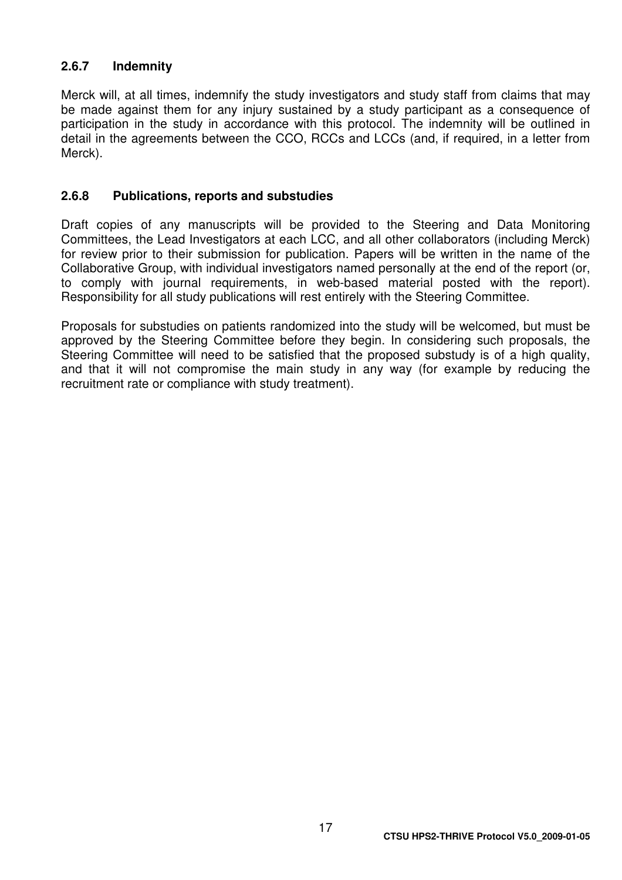### 2.6.7 Indemnity

Merck will, at all times, indemnify the study investigators and study staff from claims that may be made against them for any injury sustained by a study participant as a consequence of participation in the study in accordance with this protocol. The indemnity will be outlined in detail in the agreements between the CCO, RCCs and LCCs (and, if required, in a letter from Merck).

### 2.6.8 Publications, reports and substudies

Draft copies of any manuscripts will be provided to the Steering and Data Monitoring Committees, the Lead Investigators at each LCC, and all other collaborators (including Merck) for review prior to their submission for publication. Papers will be written in the name of the Collaborative Group, with individual investigators named personally at the end of the report (or, to comply with journal requirements, in web-based material posted with the report). Responsibility for all study publications will rest entirely with the Steering Committee.

Proposals for substudies on patients randomized into the study will be welcomed, but must be approved by the Steering Committee before they begin. In considering such proposals, the Steering Committee will need to be satisfied that the proposed substudy is of a high quality, and that it will not compromise the main study in any way (for example by reducing the recruitment rate or compliance with study treatment).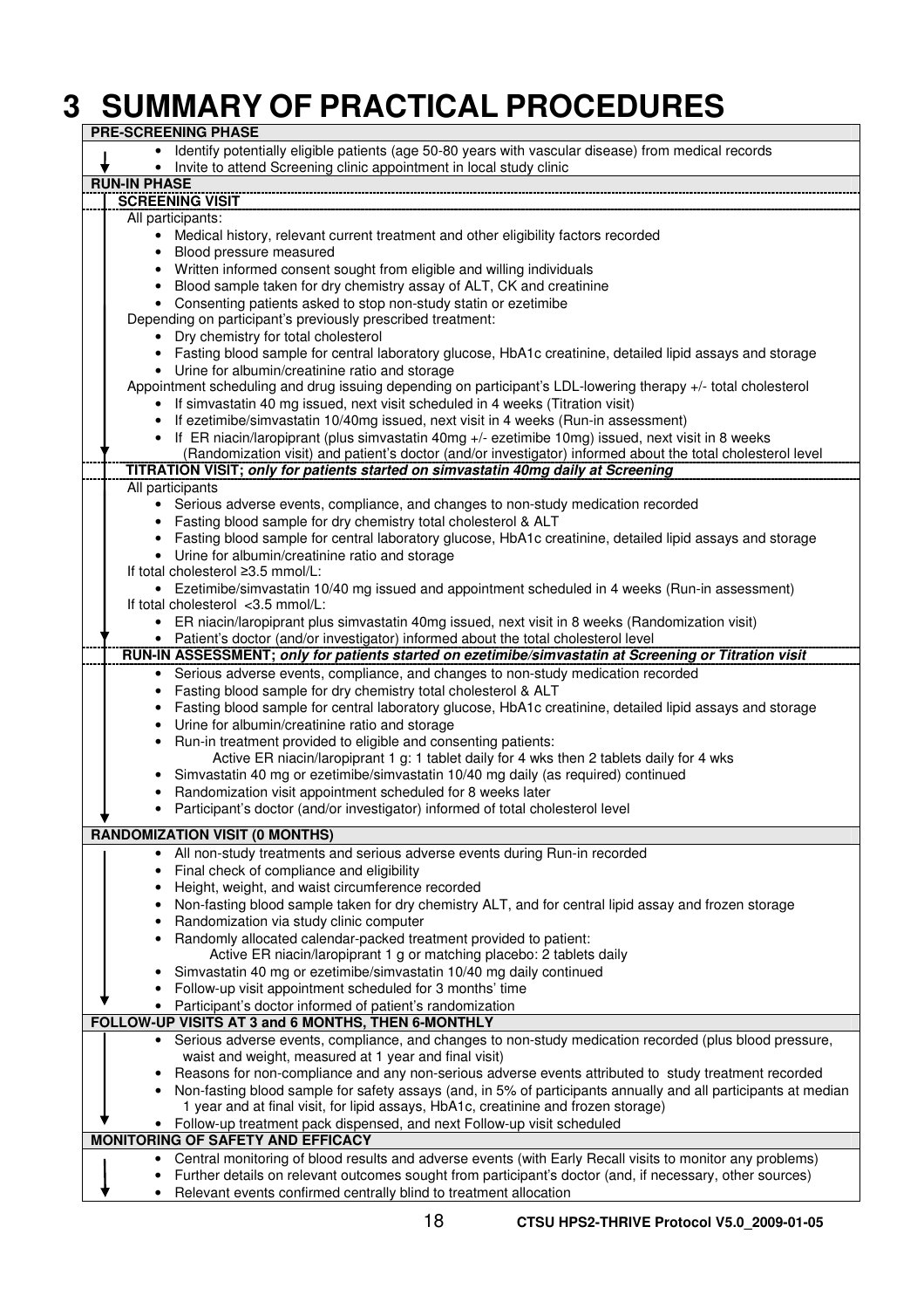# 3 SUMMARY OF PRACTICAL PROCEDURES

**PRE-SCREENING PHASE**

- Identify potentially eligible patients (age 50-80 years with vascular disease) from medical records
- Invite to attend Screening clinic appointment in local study clinic

**RUN-IN PHASE**

**SCREENING VISIT**

All participants:

- Medical history, relevant current treatment and other eligibility factors recorded
- Blood pressure measured
- Written informed consent sought from eligible and willing individuals
- Blood sample taken for dry chemistry assay of ALT, CK and creatinine
- Consenting patients asked to stop non-study statin or ezetimibe

Depending on participant's previously prescribed treatment:

- Dry chemistry for total cholesterol
- Fasting blood sample for central laboratory glucose, HbA1c creatinine, detailed lipid assays and storage
- Urine for albumin/creatinine ratio and storage

Appointment scheduling and drug issuing depending on participant's LDL-lowering therapy +/- total cholesterol

- If simvastatin 40 mg issued, next visit scheduled in 4 weeks (Titration visit)
- If ezetimibe/simvastatin 10/40mg issued, next visit in 4 weeks (Run-in assessment)
- If ER niacin/laropiprant (plus simvastatin 40mg +/- ezetimibe 10mg) issued, next visit in 8 weeks (Randomization visit) and patient's doctor (and/or investigator) informed about the total cholesterol level

**TITRATION VISIT; *only for patients started on simvastatin 40mg daily at Screening***

All participants

- Serious adverse events, compliance, and changes to non-study medication recorded
- Fasting blood sample for dry chemistry total cholesterol & ALT
- Fasting blood sample for central laboratory glucose, HbA1c creatinine, detailed lipid assays and storage
- Urine for albumin/creatinine ratio and storage

If total cholesterol ≥3.5 mmol/L:

- Ezetimibe/simvastatin 10/40 mg issued and appointment scheduled in 4 weeks (Run-in assessment)

If total cholesterol <3.5 mmol/L:

- ER niacin/laropiprant plus simvastatin 40mg issued, next visit in 8 weeks (Randomization visit)
- Patient's doctor (and/or investigator) informed about the total cholesterol level

**RUN-IN ASSESSMENT; *only for patients started on ezetimibe/simvastatin at Screening or Titration visit***

- Serious adverse events, compliance, and changes to non-study medication recorded
- Fasting blood sample for dry chemistry total cholesterol & ALT
- Fasting blood sample for central laboratory glucose, HbA1c creatinine, detailed lipid assays and storage
- Urine for albumin/creatinine ratio and storage
- Run-in treatment provided to eligible and consenting patients:
  Active ER niacin/laropiprant 1 g: 1 tablet daily for 4 wks then 2 tablets daily for 4 wks
- Simvastatin 40 mg or ezetimibe/simvastatin 10/40 mg daily (as required) continued
- Randomization visit appointment scheduled for 8 weeks later
- Participant's doctor (and/or investigator) informed of total cholesterol level

**RANDOMIZATION VISIT (0 MONTHS)**

- All non-study treatments and serious adverse events during Run-in recorded
- Final check of compliance and eligibility
- Height, weight, and waist circumference recorded
- Non-fasting blood sample taken for dry chemistry ALT, and for central lipid assay and frozen storage
- Randomization via study clinic computer
- Randomly allocated calendar-packed treatment provided to patient:
  Active ER niacin/laropiprant 1 g or matching placebo: 2 tablets daily
- Simvastatin 40 mg or ezetimibe/simvastatin 10/40 mg daily continued
- Follow-up visit appointment scheduled for 3 months' time
- Participant's doctor informed of patient's randomization

**FOLLOW-UP VISITS AT 3 and 6 MONTHS, THEN 6-MONTHLY**

- Serious adverse events, compliance, and changes to non-study medication recorded (plus blood pressure, waist and weight, measured at 1 year and final visit)
- Reasons for non-compliance and any non-serious adverse events attributed to study treatment recorded
- Non-fasting blood sample for safety assays (and, in 5% of participants annually and all participants at median 1 year and at final visit, for lipid assays, HbA1c, creatinine and frozen storage)
- Follow-up treatment pack dispensed, and next Follow-up visit scheduled

**MONITORING OF SAFETY AND EFFICACY**

- Central monitoring of blood results and adverse events (with Early Recall visits to monitor any problems)
- Further details on relevant outcomes sought from participant's doctor (and, if necessary, other sources)
- Relevant events confirmed centrally blind to treatment allocation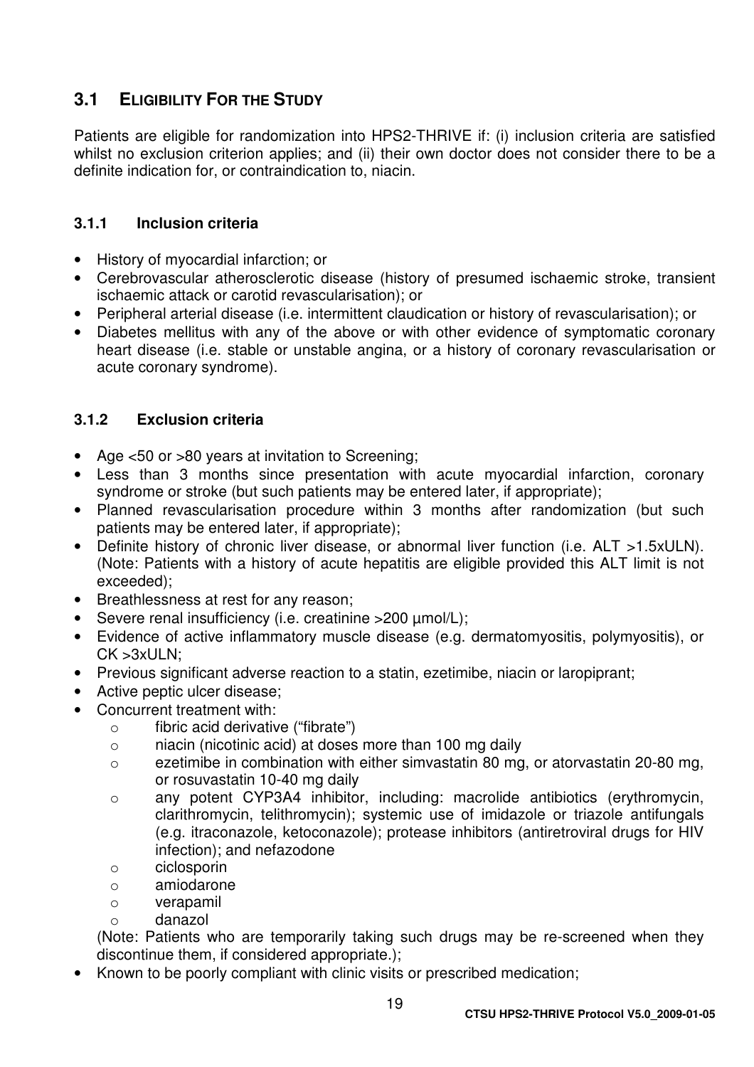## 3.1 ELIGIBILITY FOR THE STUDY

Patients are eligible for randomization into HPS2-THRIVE if: (i) inclusion criteria are satisfied whilst no exclusion criterion applies; and (ii) their own doctor does not consider there to be a definite indication for, or contraindication to, niacin.

### 3.1.1 Inclusion criteria

- History of myocardial infarction; or
- Cerebrovascular atherosclerotic disease (history of presumed ischaemic stroke, transient ischaemic attack or carotid revascularisation); or
- Peripheral arterial disease (i.e. intermittent claudication or history of revascularisation); or
- Diabetes mellitus with any of the above or with other evidence of symptomatic coronary heart disease (i.e. stable or unstable angina, or a history of coronary revascularisation or acute coronary syndrome).

### 3.1.2 Exclusion criteria

- Age <50 or >80 years at invitation to Screening;
- Less than 3 months since presentation with acute myocardial infarction, coronary syndrome or stroke (but such patients may be entered later, if appropriate);
- Planned revascularisation procedure within 3 months after randomization (but such patients may be entered later, if appropriate);
- Definite history of chronic liver disease, or abnormal liver function (i.e. ALT >1.5xULN). (Note: Patients with a history of acute hepatitis are eligible provided this ALT limit is not exceeded);
- Breathlessness at rest for any reason;
- Severe renal insufficiency (i.e. creatinine >200 µmol/L);
- Evidence of active inflammatory muscle disease (e.g. dermatomyositis, polymyositis), or CK >3xULN;
- Previous significant adverse reaction to a statin, ezetimibe, niacin or laropiprant;
- Active peptic ulcer disease;
- Concurrent treatment with:
  - fibric acid derivative ("fibrate")
  - niacin (nicotinic acid) at doses more than 100 mg daily
  - ezetimibe in combination with either simvastatin 80 mg, or atorvastatin 20-80 mg, or rosuvastatin 10-40 mg daily
  - any potent CYP3A4 inhibitor, including: macrolide antibiotics (erythromycin, clarithromycin, telithromycin); systemic use of imidazole or triazole antifungals (e.g. itraconazole, ketoconazole); protease inhibitors (antiretroviral drugs for HIV infection); and nefazodone
  - ciclosporin
  - amiodarone
  - verapamil
  - danazol

  (Note: Patients who are temporarily taking such drugs may be re-screened when they discontinue them, if considered appropriate.);
- Known to be poorly compliant with clinic visits or prescribed medication;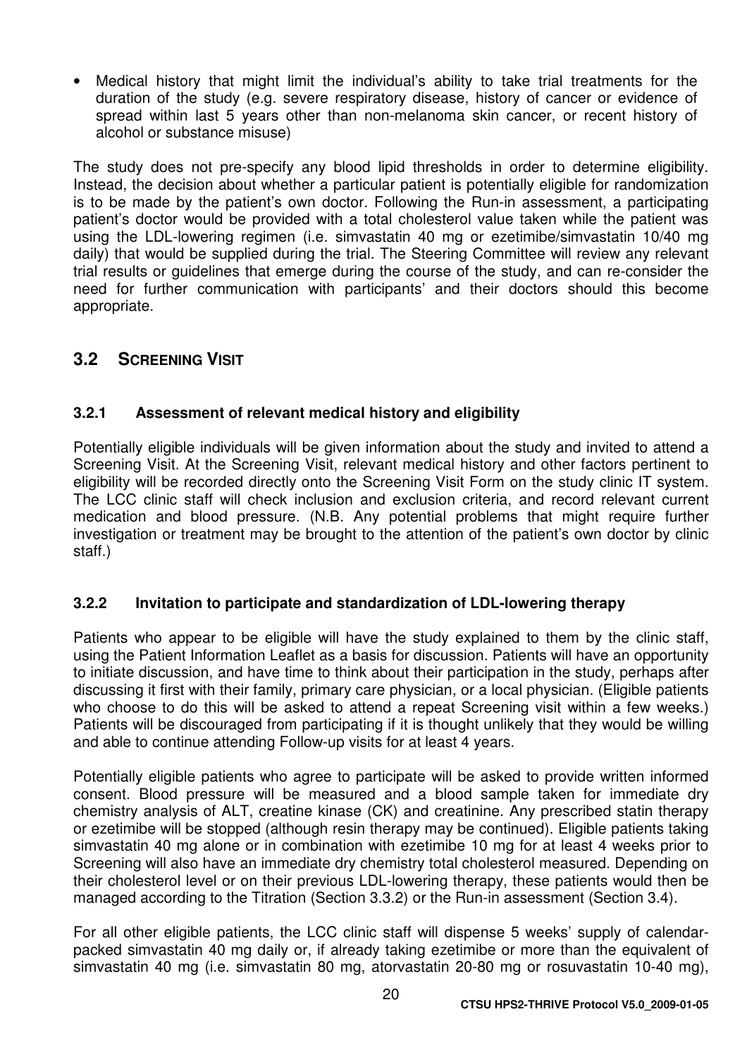- Medical history that might limit the individual's ability to take trial treatments for the duration of the study (e.g. severe respiratory disease, history of cancer or evidence of spread within last 5 years other than non-melanoma skin cancer, or recent history of alcohol or substance misuse)

The study does not pre-specify any blood lipid thresholds in order to determine eligibility. Instead, the decision about whether a particular patient is potentially eligible for randomization is to be made by the patient's own doctor. Following the Run-in assessment, a participating patient's doctor would be provided with a total cholesterol value taken while the patient was using the LDL-lowering regimen (i.e. simvastatin 40 mg or ezetimibe/simvastatin 10/40 mg daily) that would be supplied during the trial. The Steering Committee will review any relevant trial results or guidelines that emerge during the course of the study, and can re-consider the need for further communication with participants' and their doctors should this become appropriate.

## 3.2 SCREENING VISIT

### 3.2.1 Assessment of relevant medical history and eligibility

Potentially eligible individuals will be given information about the study and invited to attend a Screening Visit. At the Screening Visit, relevant medical history and other factors pertinent to eligibility will be recorded directly onto the Screening Visit Form on the study clinic IT system. The LCC clinic staff will check inclusion and exclusion criteria, and record relevant current medication and blood pressure. (N.B. Any potential problems that might require further investigation or treatment may be brought to the attention of the patient's own doctor by clinic staff.)

### 3.2.2 Invitation to participate and standardization of LDL-lowering therapy

Patients who appear to be eligible will have the study explained to them by the clinic staff, using the Patient Information Leaflet as a basis for discussion. Patients will have an opportunity to initiate discussion, and have time to think about their participation in the study, perhaps after discussing it first with their family, primary care physician, or a local physician. (Eligible patients who choose to do this will be asked to attend a repeat Screening visit within a few weeks.) Patients will be discouraged from participating if it is thought unlikely that they would be willing and able to continue attending Follow-up visits for at least 4 years.

Potentially eligible patients who agree to participate will be asked to provide written informed consent. Blood pressure will be measured and a blood sample taken for immediate dry chemistry analysis of ALT, creatine kinase (CK) and creatinine. Any prescribed statin therapy or ezetimibe will be stopped (although resin therapy may be continued). Eligible patients taking simvastatin 40 mg alone or in combination with ezetimibe 10 mg for at least 4 weeks prior to Screening will also have an immediate dry chemistry total cholesterol measured. Depending on their cholesterol level or on their previous LDL-lowering therapy, these patients would then be managed according to the Titration (Section 3.3.2) or the Run-in assessment (Section 3.4).

For all other eligible patients, the LCC clinic staff will dispense 5 weeks' supply of calendar-packed simvastatin 40 mg daily or, if already taking ezetimibe or more than the equivalent of simvastatin 40 mg (i.e. simvastatin 80 mg, atorvastatin 20-80 mg or rosuvastatin 10-40 mg),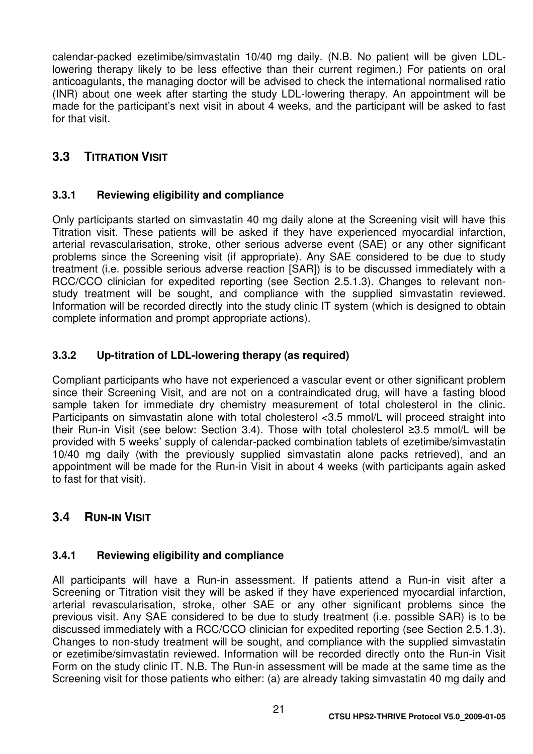calendar-packed ezetimibe/simvastatin 10/40 mg daily. (N.B. No patient will be given LDL-lowering therapy likely to be less effective than their current regimen.) For patients on oral anticoagulants, the managing doctor will be advised to check the international normalised ratio (INR) about one week after starting the study LDL-lowering therapy. An appointment will be made for the participant's next visit in about 4 weeks, and the participant will be asked to fast for that visit.

## 3.3 TITRATION VISIT

### 3.3.1 Reviewing eligibility and compliance

Only participants started on simvastatin 40 mg daily alone at the Screening visit will have this Titration visit. These patients will be asked if they have experienced myocardial infarction, arterial revascularisation, stroke, other serious adverse event (SAE) or any other significant problems since the Screening visit (if appropriate). Any SAE considered to be due to study treatment (i.e. possible serious adverse reaction [SAR]) is to be discussed immediately with a RCC/CCO clinician for expedited reporting (see Section 2.5.1.3). Changes to relevant non-study treatment will be sought, and compliance with the supplied simvastatin reviewed. Information will be recorded directly into the study clinic IT system (which is designed to obtain complete information and prompt appropriate actions).

### 3.3.2 Up-titration of LDL-lowering therapy (as required)

Compliant participants who have not experienced a vascular event or other significant problem since their Screening Visit, and are not on a contraindicated drug, will have a fasting blood sample taken for immediate dry chemistry measurement of total cholesterol in the clinic. Participants on simvastatin alone with total cholesterol <3.5 mmol/L will proceed straight into their Run-in Visit (see below: Section 3.4). Those with total cholesterol ≥3.5 mmol/L will be provided with 5 weeks' supply of calendar-packed combination tablets of ezetimibe/simvastatin 10/40 mg daily (with the previously supplied simvastatin alone packs retrieved), and an appointment will be made for the Run-in Visit in about 4 weeks (with participants again asked to fast for that visit).

## 3.4 RUN-IN VISIT

### 3.4.1 Reviewing eligibility and compliance

All participants will have a Run-in assessment. If patients attend a Run-in visit after a Screening or Titration visit they will be asked if they have experienced myocardial infarction, arterial revascularisation, stroke, other SAE or any other significant problems since the previous visit. Any SAE considered to be due to study treatment (i.e. possible SAR) is to be discussed immediately with a RCC/CCO clinician for expedited reporting (see Section 2.5.1.3). Changes to non-study treatment will be sought, and compliance with the supplied simvastatin or ezetimibe/simvastatin reviewed. Information will be recorded directly onto the Run-in Visit Form on the study clinic IT. N.B. The Run-in assessment will be made at the same time as the Screening visit for those patients who either: (a) are already taking simvastatin 40 mg daily and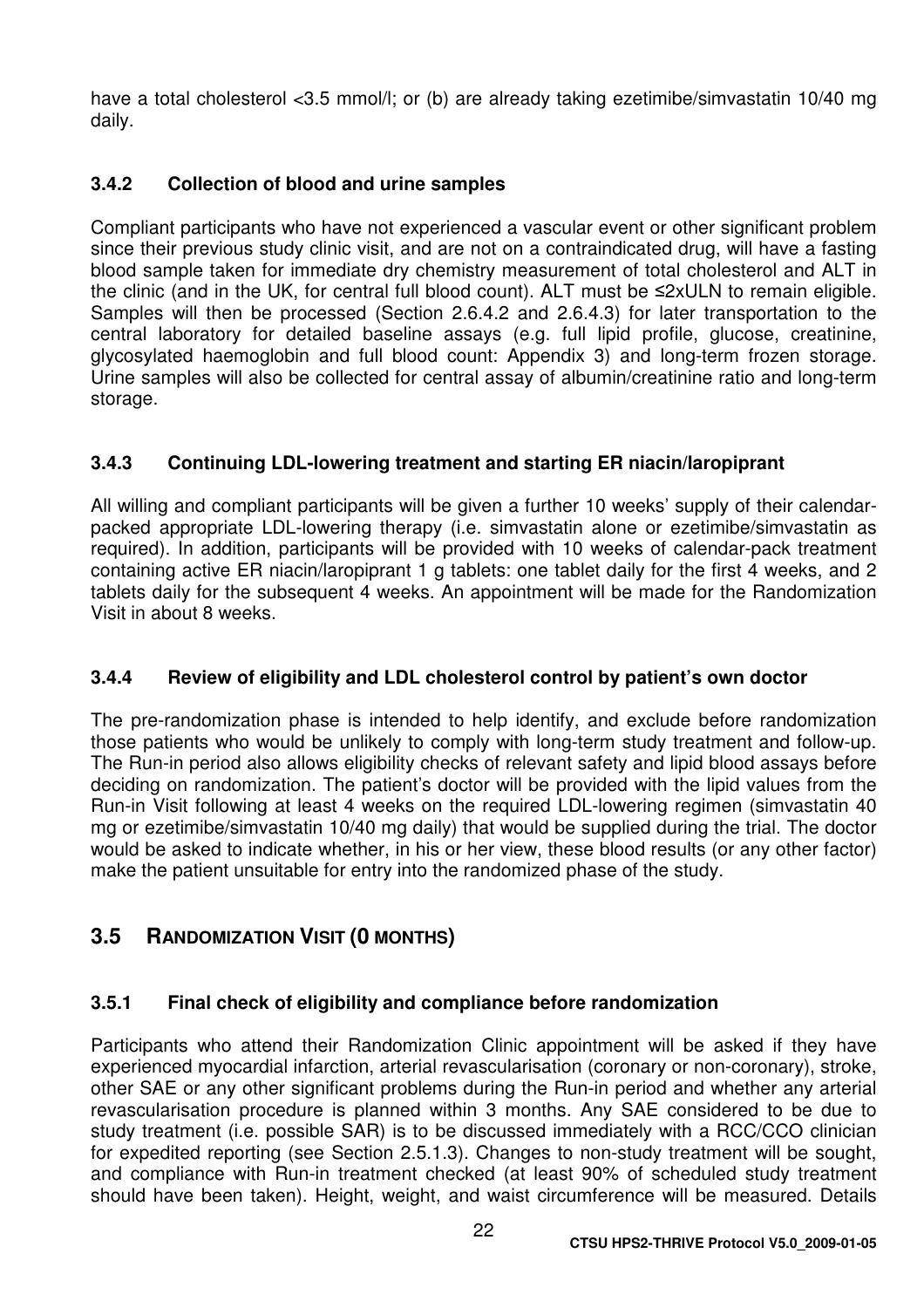have a total cholesterol <3.5 mmol/l; or (b) are already taking ezetimibe/simvastatin 10/40 mg daily.

### 3.4.2 Collection of blood and urine samples

Compliant participants who have not experienced a vascular event or other significant problem since their previous study clinic visit, and are not on a contraindicated drug, will have a fasting blood sample taken for immediate dry chemistry measurement of total cholesterol and ALT in the clinic (and in the UK, for central full blood count). ALT must be ≤2xULN to remain eligible. Samples will then be processed (Section 2.6.4.2 and 2.6.4.3) for later transportation to the central laboratory for detailed baseline assays (e.g. full lipid profile, glucose, creatinine, glycosylated haemoglobin and full blood count: Appendix 3) and long-term frozen storage. Urine samples will also be collected for central assay of albumin/creatinine ratio and long-term storage.

### 3.4.3 Continuing LDL-lowering treatment and starting ER niacin/laropiprant

All willing and compliant participants will be given a further 10 weeks' supply of their calendar-packed appropriate LDL-lowering therapy (i.e. simvastatin alone or ezetimibe/simvastatin as required). In addition, participants will be provided with 10 weeks of calendar-pack treatment containing active ER niacin/laropiprant 1 g tablets: one tablet daily for the first 4 weeks, and 2 tablets daily for the subsequent 4 weeks. An appointment will be made for the Randomization Visit in about 8 weeks.

### 3.4.4 Review of eligibility and LDL cholesterol control by patient's own doctor

The pre-randomization phase is intended to help identify, and exclude before randomization those patients who would be unlikely to comply with long-term study treatment and follow-up. The Run-in period also allows eligibility checks of relevant safety and lipid blood assays before deciding on randomization. The patient's doctor will be provided with the lipid values from the Run-in Visit following at least 4 weeks on the required LDL-lowering regimen (simvastatin 40 mg or ezetimibe/simvastatin 10/40 mg daily) that would be supplied during the trial. The doctor would be asked to indicate whether, in his or her view, these blood results (or any other factor) make the patient unsuitable for entry into the randomized phase of the study.

## 3.5 RANDOMIZATION VISIT (0 MONTHS)

### 3.5.1 Final check of eligibility and compliance before randomization

Participants who attend their Randomization Clinic appointment will be asked if they have experienced myocardial infarction, arterial revascularisation (coronary or non-coronary), stroke, other SAE or any other significant problems during the Run-in period and whether any arterial revascularisation procedure is planned within 3 months. Any SAE considered to be due to study treatment (i.e. possible SAR) is to be discussed immediately with a RCC/CCO clinician for expedited reporting (see Section 2.5.1.3). Changes to non-study treatment will be sought, and compliance with Run-in treatment checked (at least 90% of scheduled study treatment should have been taken). Height, weight, and waist circumference will be measured. Details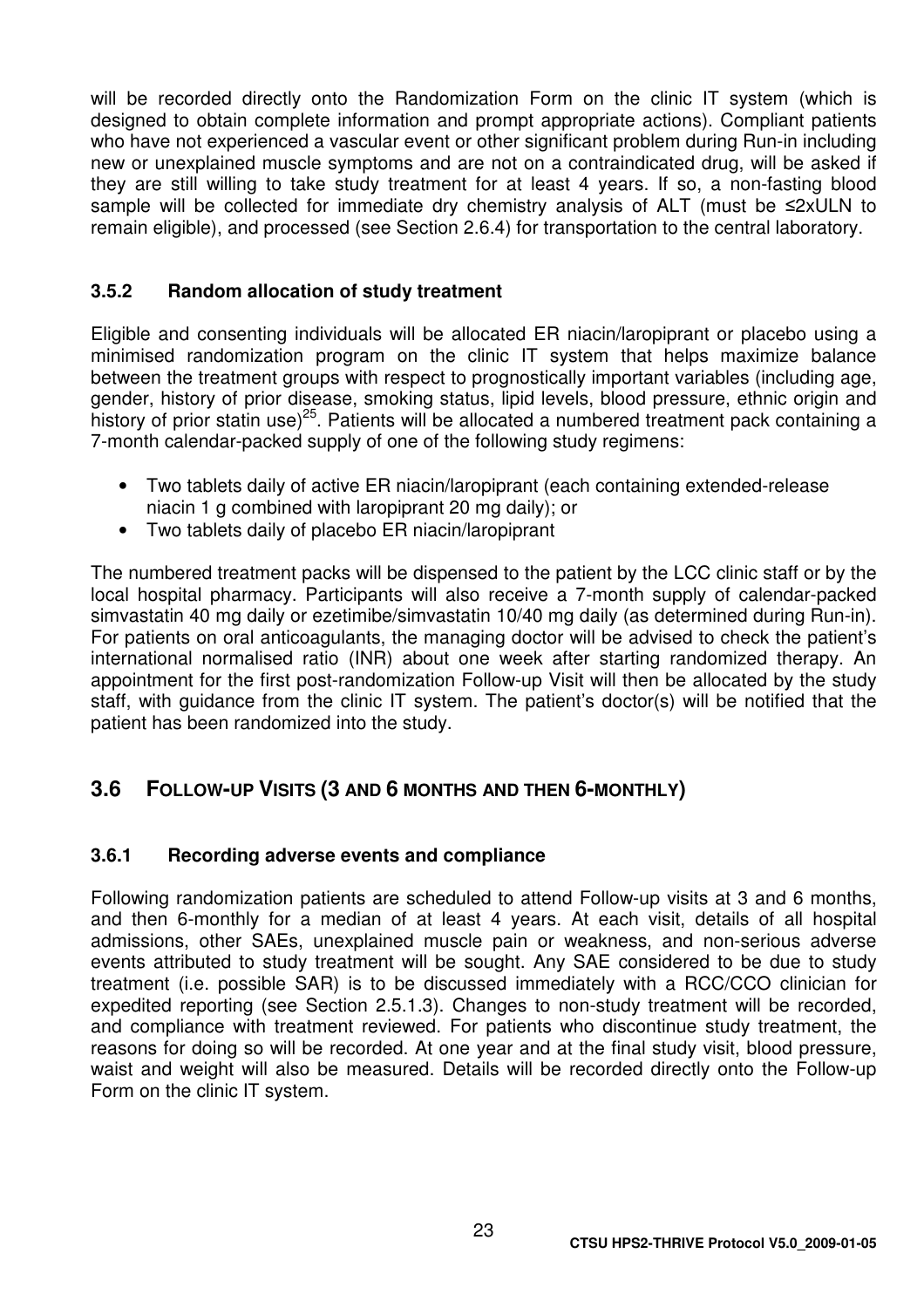will be recorded directly onto the Randomization Form on the clinic IT system (which is designed to obtain complete information and prompt appropriate actions). Compliant patients who have not experienced a vascular event or other significant problem during Run-in including new or unexplained muscle symptoms and are not on a contraindicated drug, will be asked if they are still willing to take study treatment for at least 4 years. If so, a non-fasting blood sample will be collected for immediate dry chemistry analysis of ALT (must be ≤2xULN to remain eligible), and processed (see Section 2.6.4) for transportation to the central laboratory.

### 3.5.2 Random allocation of study treatment

Eligible and consenting individuals will be allocated ER niacin/laropiprant or placebo using a minimised randomization program on the clinic IT system that helps maximize balance between the treatment groups with respect to prognostically important variables (including age, gender, history of prior disease, smoking status, lipid levels, blood pressure, ethnic origin and history of prior statin use)[25]. Patients will be allocated a numbered treatment pack containing a 7-month calendar-packed supply of one of the following study regimens:

- Two tablets daily of active ER niacin/laropiprant (each containing extended-release niacin 1 g combined with laropiprant 20 mg daily); or
- Two tablets daily of placebo ER niacin/laropiprant

The numbered treatment packs will be dispensed to the patient by the LCC clinic staff or by the local hospital pharmacy. Participants will also receive a 7-month supply of calendar-packed simvastatin 40 mg daily or ezetimibe/simvastatin 10/40 mg daily (as determined during Run-in). For patients on oral anticoagulants, the managing doctor will be advised to check the patient's international normalised ratio (INR) about one week after starting randomized therapy. An appointment for the first post-randomization Follow-up Visit will then be allocated by the study staff, with guidance from the clinic IT system. The patient's doctor(s) will be notified that the patient has been randomized into the study.

## 3.6 FOLLOW-UP VISITS (3 AND 6 MONTHS AND THEN 6-MONTHLY)

### 3.6.1 Recording adverse events and compliance

Following randomization patients are scheduled to attend Follow-up visits at 3 and 6 months, and then 6-monthly for a median of at least 4 years. At each visit, details of all hospital admissions, other SAEs, unexplained muscle pain or weakness, and non-serious adverse events attributed to study treatment will be sought. Any SAE considered to be due to study treatment (i.e. possible SAR) is to be discussed immediately with a RCC/CCO clinician for expedited reporting (see Section 2.5.1.3). Changes to non-study treatment will be recorded, and compliance with treatment reviewed. For patients who discontinue study treatment, the reasons for doing so will be recorded. At one year and at the final study visit, blood pressure, waist and weight will also be measured. Details will be recorded directly onto the Follow-up Form on the clinic IT system.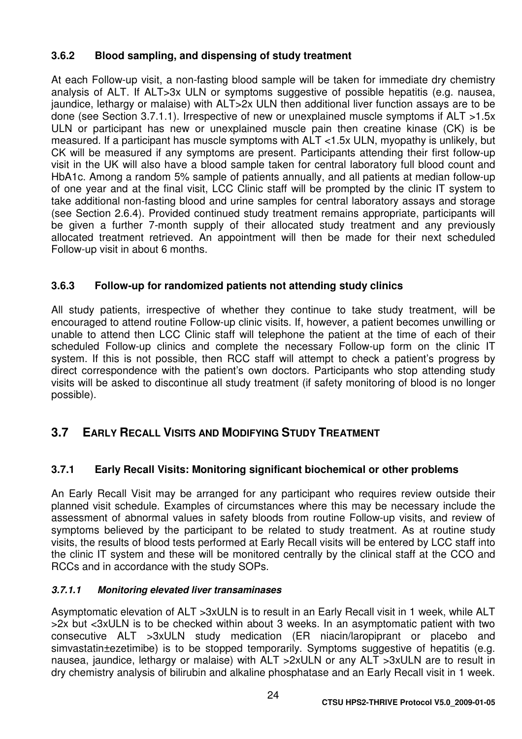### 3.6.2 Blood sampling, and dispensing of study treatment

At each Follow-up visit, a non-fasting blood sample will be taken for immediate dry chemistry analysis of ALT. If ALT>3x ULN or symptoms suggestive of possible hepatitis (e.g. nausea, jaundice, lethargy or malaise) with ALT>2x ULN then additional liver function assays are to be done (see Section 3.7.1.1). Irrespective of new or unexplained muscle symptoms if ALT >1.5x ULN or participant has new or unexplained muscle pain then creatine kinase (CK) is be measured. If a participant has muscle symptoms with ALT <1.5x ULN, myopathy is unlikely, but CK will be measured if any symptoms are present. Participants attending their first follow-up visit in the UK will also have a blood sample taken for central laboratory full blood count and HbA1c. Among a random 5% sample of patients annually, and all patients at median follow-up of one year and at the final visit, LCC Clinic staff will be prompted by the clinic IT system to take additional non-fasting blood and urine samples for central laboratory assays and storage (see Section 2.6.4). Provided continued study treatment remains appropriate, participants will be given a further 7-month supply of their allocated study treatment and any previously allocated treatment retrieved. An appointment will then be made for their next scheduled Follow-up visit in about 6 months.

### 3.6.3 Follow-up for randomized patients not attending study clinics

All study patients, irrespective of whether they continue to take study treatment, will be encouraged to attend routine Follow-up clinic visits. If, however, a patient becomes unwilling or unable to attend then LCC Clinic staff will telephone the patient at the time of each of their scheduled Follow-up clinics and complete the necessary Follow-up form on the clinic IT system. If this is not possible, then RCC staff will attempt to check a patient's progress by direct correspondence with the patient's own doctors. Participants who stop attending study visits will be asked to discontinue all study treatment (if safety monitoring of blood is no longer possible).

## 3.7 EARLY RECALL VISITS AND MODIFYING STUDY TREATMENT

### 3.7.1 Early Recall Visits: Monitoring significant biochemical or other problems

An Early Recall Visit may be arranged for any participant who requires review outside their planned visit schedule. Examples of circumstances where this may be necessary include the assessment of abnormal values in safety bloods from routine Follow-up visits, and review of symptoms believed by the participant to be related to study treatment. As at routine study visits, the results of blood tests performed at Early Recall visits will be entered by LCC staff into the clinic IT system and these will be monitored centrally by the clinical staff at the CCO and RCCs and in accordance with the study SOPs.

#### *3.7.1.1 Monitoring elevated liver transaminases*

Asymptomatic elevation of ALT >3xULN is to result in an Early Recall visit in 1 week, while ALT >2x but <3xULN is to be checked within about 3 weeks. In an asymptomatic patient with two consecutive ALT >3xULN study medication (ER niacin/laropiprant or placebo and simvastatin±ezetimibe) is to be stopped temporarily. Symptoms suggestive of hepatitis (e.g. nausea, jaundice, lethargy or malaise) with ALT >2xULN or any ALT >3xULN are to result in dry chemistry analysis of bilirubin and alkaline phosphatase and an Early Recall visit in 1 week.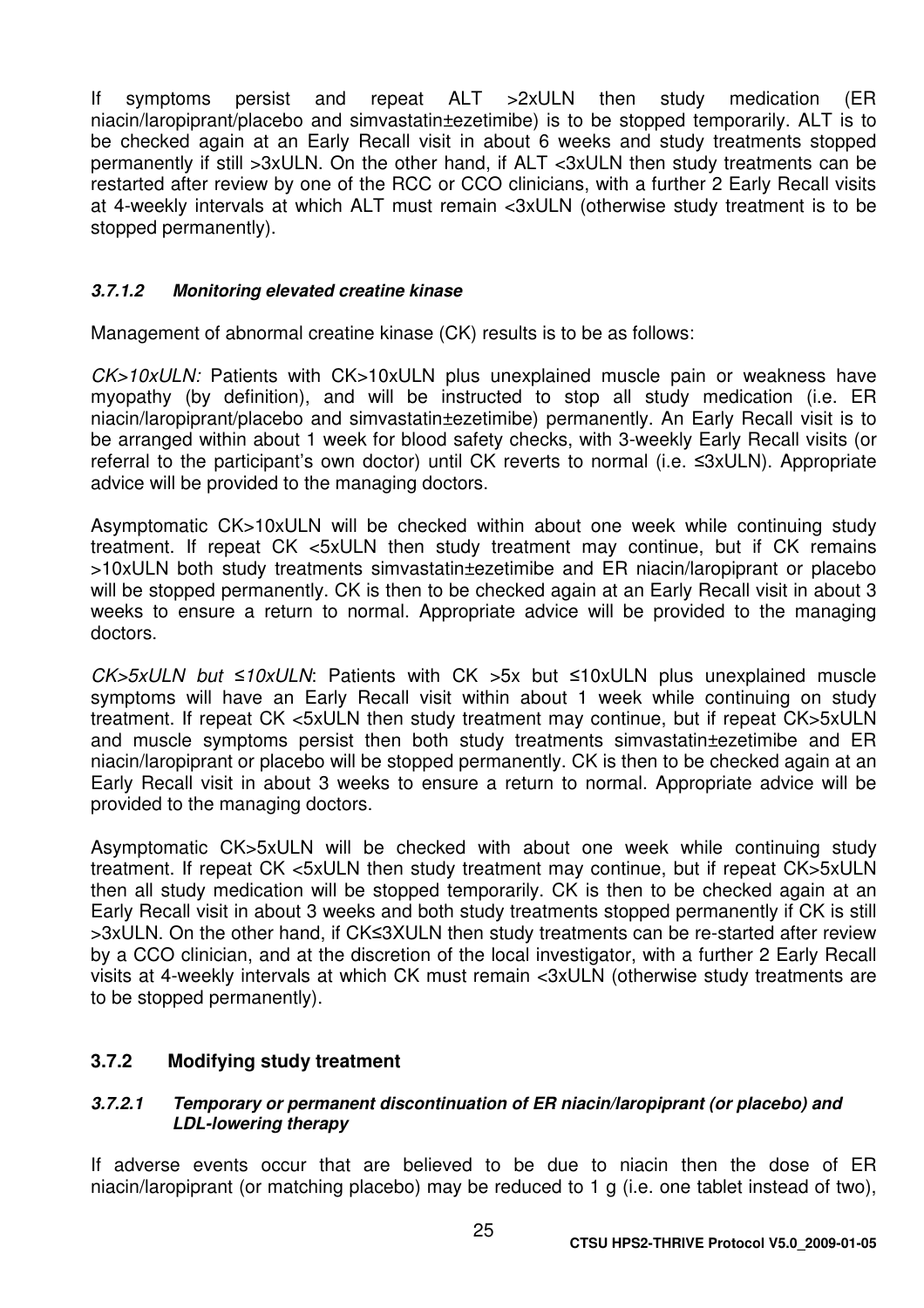If symptoms persist and repeat ALT >2xULN then study medication (ER niacin/laropiprant/placebo and simvastatin±ezetimibe) is to be stopped temporarily. ALT is to be checked again at an Early Recall visit in about 6 weeks and study treatments stopped permanently if still >3xULN. On the other hand, if ALT <3xULN then study treatments can be restarted after review by one of the RCC or CCO clinicians, with a further 2 Early Recall visits at 4-weekly intervals at which ALT must remain <3xULN (otherwise study treatment is to be stopped permanently).

#### *3.7.1.2 Monitoring elevated creatine kinase*

Management of abnormal creatine kinase (CK) results is to be as follows:

*CK>10xULN:* Patients with CK>10xULN plus unexplained muscle pain or weakness have myopathy (by definition), and will be instructed to stop all study medication (i.e. ER niacin/laropiprant/placebo and simvastatin±ezetimibe) permanently. An Early Recall visit is to be arranged within about 1 week for blood safety checks, with 3-weekly Early Recall visits (or referral to the participant's own doctor) until CK reverts to normal (i.e. ≤3xULN). Appropriate advice will be provided to the managing doctors.

Asymptomatic CK>10xULN will be checked within about one week while continuing study treatment. If repeat CK <5xULN then study treatment may continue, but if CK remains >10xULN both study treatments simvastatin±ezetimibe and ER niacin/laropiprant or placebo will be stopped permanently. CK is then to be checked again at an Early Recall visit in about 3 weeks to ensure a return to normal. Appropriate advice will be provided to the managing doctors.

*CK>5xULN but ≤10xULN*: Patients with CK >5x but ≤10xULN plus unexplained muscle symptoms will have an Early Recall visit within about 1 week while continuing on study treatment. If repeat CK <5xULN then study treatment may continue, but if repeat CK>5xULN and muscle symptoms persist then both study treatments simvastatin±ezetimibe and ER niacin/laropiprant or placebo will be stopped permanently. CK is then to be checked again at an Early Recall visit in about 3 weeks to ensure a return to normal. Appropriate advice will be provided to the managing doctors.

Asymptomatic CK>5xULN will be checked with about one week while continuing study treatment. If repeat CK <5xULN then study treatment may continue, but if repeat CK>5xULN then all study medication will be stopped temporarily. CK is then to be checked again at an Early Recall visit in about 3 weeks and both study treatments stopped permanently if CK is still >3xULN. On the other hand, if CK≤3XULN then study treatments can be re-started after review by a CCO clinician, and at the discretion of the local investigator, with a further 2 Early Recall visits at 4-weekly intervals at which CK must remain <3xULN (otherwise study treatments are to be stopped permanently).

### 3.7.2 Modifying study treatment

#### *3.7.2.1 Temporary or permanent discontinuation of ER niacin/laropiprant (or placebo) and LDL-lowering therapy*

If adverse events occur that are believed to be due to niacin then the dose of ER niacin/laropiprant (or matching placebo) may be reduced to 1 g (i.e. one tablet instead of two),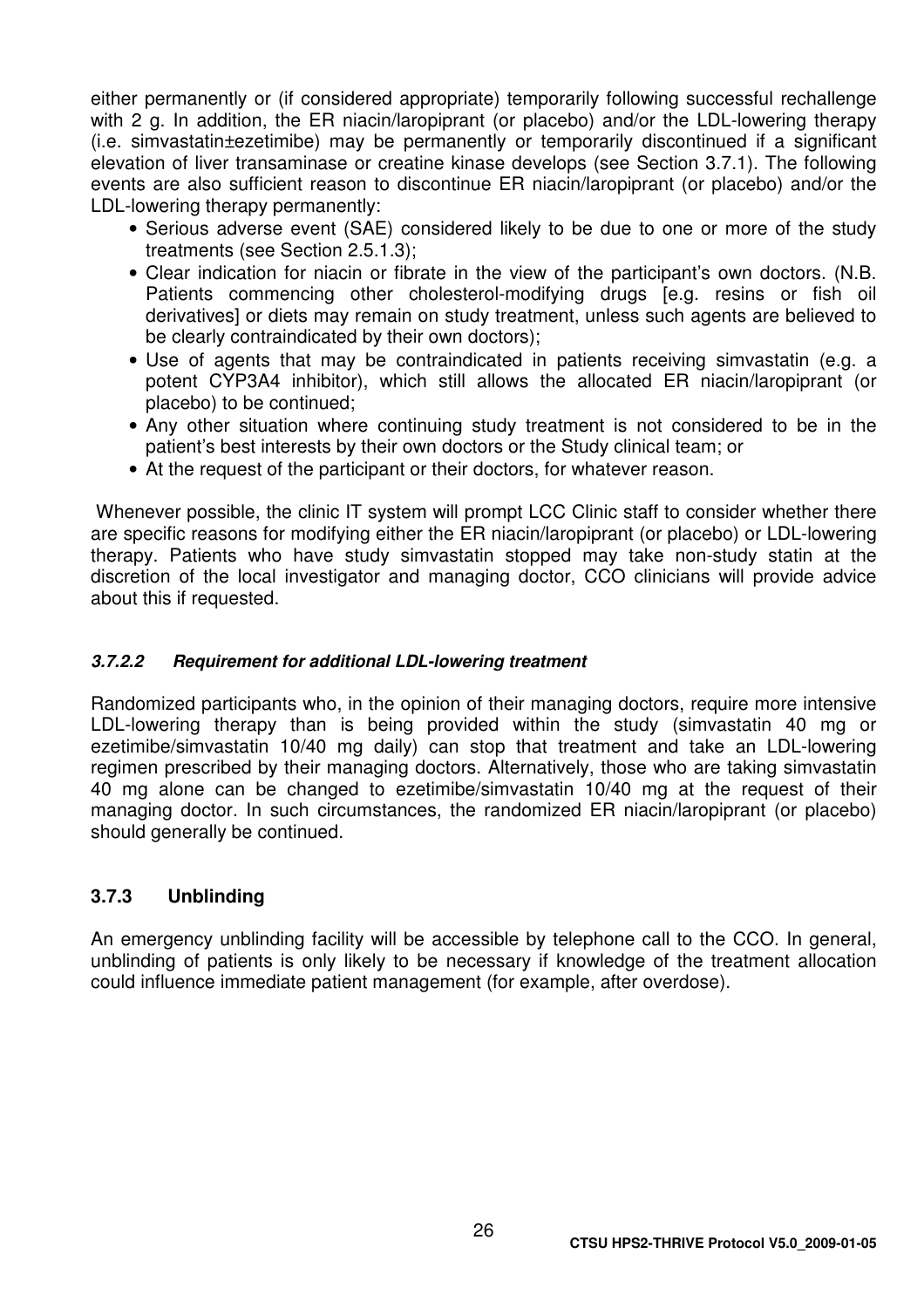either permanently or (if considered appropriate) temporarily following successful rechallenge with 2 g. In addition, the ER niacin/laropiprant (or placebo) and/or the LDL-lowering therapy (i.e. simvastatin±ezetimibe) may be permanently or temporarily discontinued if a significant elevation of liver transaminase or creatine kinase develops (see Section 3.7.1). The following events are also sufficient reason to discontinue ER niacin/laropiprant (or placebo) and/or the LDL-lowering therapy permanently:

- Serious adverse event (SAE) considered likely to be due to one or more of the study treatments (see Section 2.5.1.3);
- Clear indication for niacin or fibrate in the view of the participant's own doctors. (N.B. Patients commencing other cholesterol-modifying drugs [e.g. resins or fish oil derivatives] or diets may remain on study treatment, unless such agents are believed to be clearly contraindicated by their own doctors);
- Use of agents that may be contraindicated in patients receiving simvastatin (e.g. a potent CYP3A4 inhibitor), which still allows the allocated ER niacin/laropiprant (or placebo) to be continued;
- Any other situation where continuing study treatment is not considered to be in the patient's best interests by their own doctors or the Study clinical team; or
- At the request of the participant or their doctors, for whatever reason.

Whenever possible, the clinic IT system will prompt LCC Clinic staff to consider whether there are specific reasons for modifying either the ER niacin/laropiprant (or placebo) or LDL-lowering therapy. Patients who have study simvastatin stopped may take non-study statin at the discretion of the local investigator and managing doctor, CCO clinicians will provide advice about this if requested.

#### *3.7.2.2 Requirement for additional LDL-lowering treatment*

Randomized participants who, in the opinion of their managing doctors, require more intensive LDL-lowering therapy than is being provided within the study (simvastatin 40 mg or ezetimibe/simvastatin 10/40 mg daily) can stop that treatment and take an LDL-lowering regimen prescribed by their managing doctors. Alternatively, those who are taking simvastatin 40 mg alone can be changed to ezetimibe/simvastatin 10/40 mg at the request of their managing doctor. In such circumstances, the randomized ER niacin/laropiprant (or placebo) should generally be continued.

### 3.7.3 Unblinding

An emergency unblinding facility will be accessible by telephone call to the CCO. In general, unblinding of patients is only likely to be necessary if knowledge of the treatment allocation could influence immediate patient management (for example, after overdose).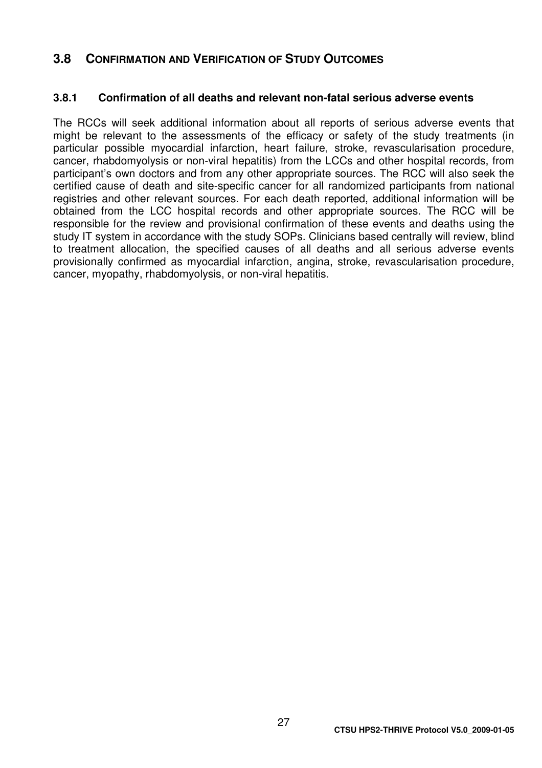## 3.8 CONFIRMATION AND VERIFICATION OF STUDY OUTCOMES

### 3.8.1 Confirmation of all deaths and relevant non-fatal serious adverse events

The RCCs will seek additional information about all reports of serious adverse events that might be relevant to the assessments of the efficacy or safety of the study treatments (in particular possible myocardial infarction, heart failure, stroke, revascularisation procedure, cancer, rhabdomyolysis or non-viral hepatitis) from the LCCs and other hospital records, from participant's own doctors and from any other appropriate sources. The RCC will also seek the certified cause of death and site-specific cancer for all randomized participants from national registries and other relevant sources. For each death reported, additional information will be obtained from the LCC hospital records and other appropriate sources. The RCC will be responsible for the review and provisional confirmation of these events and deaths using the study IT system in accordance with the study SOPs. Clinicians based centrally will review, blind to treatment allocation, the specified causes of all deaths and all serious adverse events provisionally confirmed as myocardial infarction, angina, stroke, revascularisation procedure, cancer, myopathy, rhabdomyolysis, or non-viral hepatitis.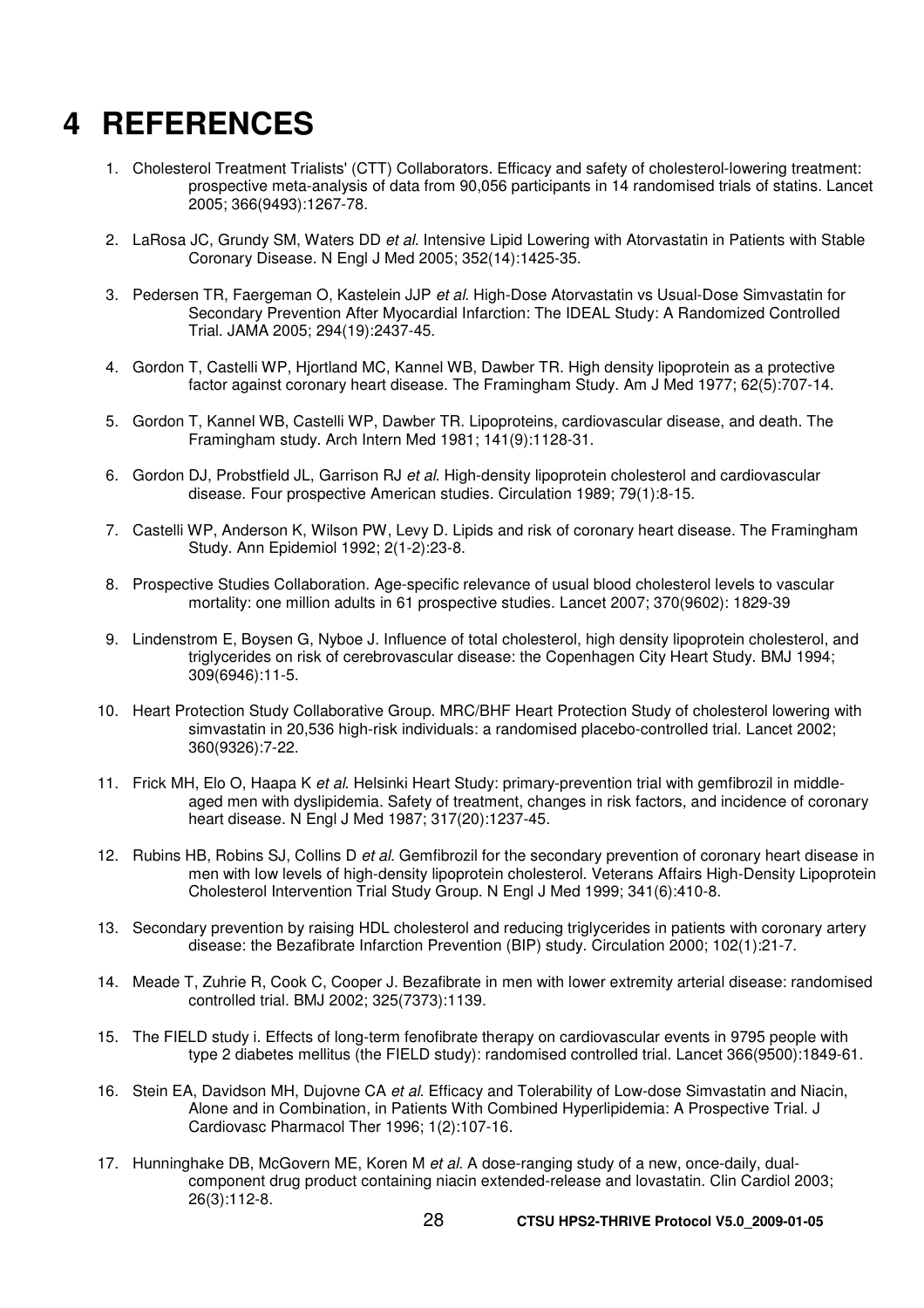# 4 REFERENCES

1. Cholesterol Treatment Trialists' (CTT) Collaborators. Efficacy and safety of cholesterol-lowering treatment: prospective meta-analysis of data from 90,056 participants in 14 randomised trials of statins. Lancet 2005; 366(9493):1267-78.

2. LaRosa JC, Grundy SM, Waters DD *et al*. Intensive Lipid Lowering with Atorvastatin in Patients with Stable Coronary Disease. N Engl J Med 2005; 352(14):1425-35.

3. Pedersen TR, Faergeman O, Kastelein JJP *et al*. High-Dose Atorvastatin vs Usual-Dose Simvastatin for Secondary Prevention After Myocardial Infarction: The IDEAL Study: A Randomized Controlled Trial. JAMA 2005; 294(19):2437-45.

4. Gordon T, Castelli WP, Hjortland MC, Kannel WB, Dawber TR. High density lipoprotein as a protective factor against coronary heart disease. The Framingham Study. Am J Med 1977; 62(5):707-14.

5. Gordon T, Kannel WB, Castelli WP, Dawber TR. Lipoproteins, cardiovascular disease, and death. The Framingham study. Arch Intern Med 1981; 141(9):1128-31.

6. Gordon DJ, Probstfield JL, Garrison RJ *et al*. High-density lipoprotein cholesterol and cardiovascular disease. Four prospective American studies. Circulation 1989; 79(1):8-15.

7. Castelli WP, Anderson K, Wilson PW, Levy D. Lipids and risk of coronary heart disease. The Framingham Study. Ann Epidemiol 1992; 2(1-2):23-8.

8. Prospective Studies Collaboration. Age-specific relevance of usual blood cholesterol levels to vascular mortality: one million adults in 61 prospective studies. Lancet 2007; 370(9602): 1829-39

9. Lindenstrom E, Boysen G, Nyboe J. Influence of total cholesterol, high density lipoprotein cholesterol, and triglycerides on risk of cerebrovascular disease: the Copenhagen City Heart Study. BMJ 1994; 309(6946):11-5.

10. Heart Protection Study Collaborative Group. MRC/BHF Heart Protection Study of cholesterol lowering with simvastatin in 20,536 high-risk individuals: a randomised placebo-controlled trial. Lancet 2002; 360(9326):7-22.

11. Frick MH, Elo O, Haapa K *et al*. Helsinki Heart Study: primary-prevention trial with gemfibrozil in middle-aged men with dyslipidemia. Safety of treatment, changes in risk factors, and incidence of coronary heart disease. N Engl J Med 1987; 317(20):1237-45.

12. Rubins HB, Robins SJ, Collins D *et al*. Gemfibrozil for the secondary prevention of coronary heart disease in men with low levels of high-density lipoprotein cholesterol. Veterans Affairs High-Density Lipoprotein Cholesterol Intervention Trial Study Group. N Engl J Med 1999; 341(6):410-8.

13. Secondary prevention by raising HDL cholesterol and reducing triglycerides in patients with coronary artery disease: the Bezafibrate Infarction Prevention (BIP) study. Circulation 2000; 102(1):21-7.

14. Meade T, Zuhrie R, Cook C, Cooper J. Bezafibrate in men with lower extremity arterial disease: randomised controlled trial. BMJ 2002; 325(7373):1139.

15. The FIELD study i. Effects of long-term fenofibrate therapy on cardiovascular events in 9795 people with type 2 diabetes mellitus (the FIELD study): randomised controlled trial. Lancet 366(9500):1849-61.

16. Stein EA, Davidson MH, Dujovne CA *et al*. Efficacy and Tolerability of Low-dose Simvastatin and Niacin, Alone and in Combination, in Patients With Combined Hyperlipidemia: A Prospective Trial. J Cardiovasc Pharmacol Ther 1996; 1(2):107-16.

17. Hunninghake DB, McGovern ME, Koren M *et al*. A dose-ranging study of a new, once-daily, dual-component drug product containing niacin extended-release and lovastatin. Clin Cardiol 2003; 26(3):112-8.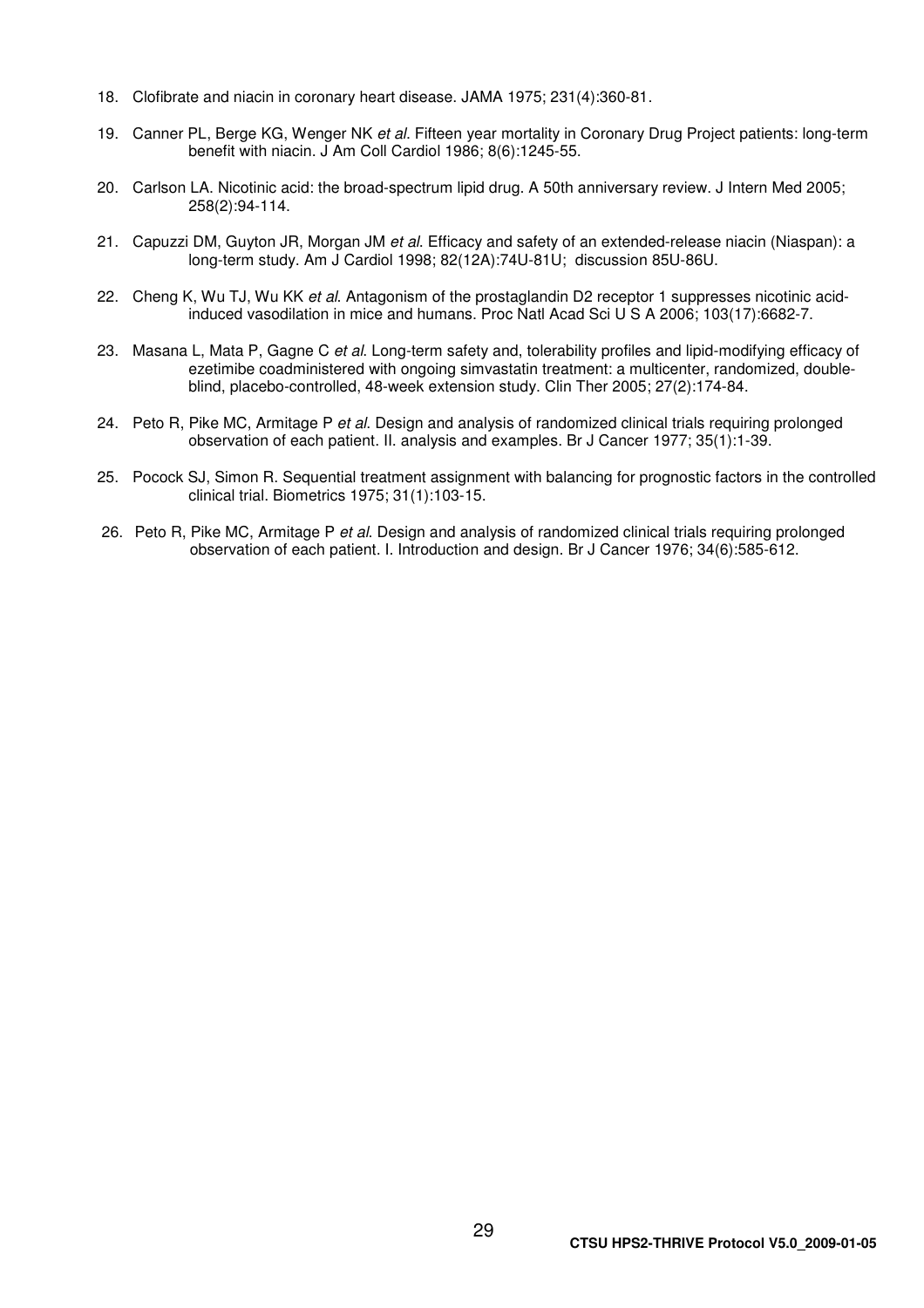18. Clofibrate and niacin in coronary heart disease. JAMA 1975; 231(4):360-81.

19. Canner PL, Berge KG, Wenger NK *et al*. Fifteen year mortality in Coronary Drug Project patients: long-term benefit with niacin. J Am Coll Cardiol 1986; 8(6):1245-55.

20. Carlson LA. Nicotinic acid: the broad-spectrum lipid drug. A 50th anniversary review. J Intern Med 2005; 258(2):94-114.

21. Capuzzi DM, Guyton JR, Morgan JM *et al*. Efficacy and safety of an extended-release niacin (Niaspan): a long-term study. Am J Cardiol 1998; 82(12A):74U-81U; discussion 85U-86U.

22. Cheng K, Wu TJ, Wu KK *et al*. Antagonism of the prostaglandin D2 receptor 1 suppresses nicotinic acid-induced vasodilation in mice and humans. Proc Natl Acad Sci U S A 2006; 103(17):6682-7.

23. Masana L, Mata P, Gagne C *et al*. Long-term safety and, tolerability profiles and lipid-modifying efficacy of ezetimibe coadministered with ongoing simvastatin treatment: a multicenter, randomized, double-blind, placebo-controlled, 48-week extension study. Clin Ther 2005; 27(2):174-84.

24. Peto R, Pike MC, Armitage P *et al*. Design and analysis of randomized clinical trials requiring prolonged observation of each patient. II. analysis and examples. Br J Cancer 1977; 35(1):1-39.

25. Pocock SJ, Simon R. Sequential treatment assignment with balancing for prognostic factors in the controlled clinical trial. Biometrics 1975; 31(1):103-15.

26. Peto R, Pike MC, Armitage P *et al*. Design and analysis of randomized clinical trials requiring prolonged observation of each patient. I. Introduction and design. Br J Cancer 1976; 34(6):585-612.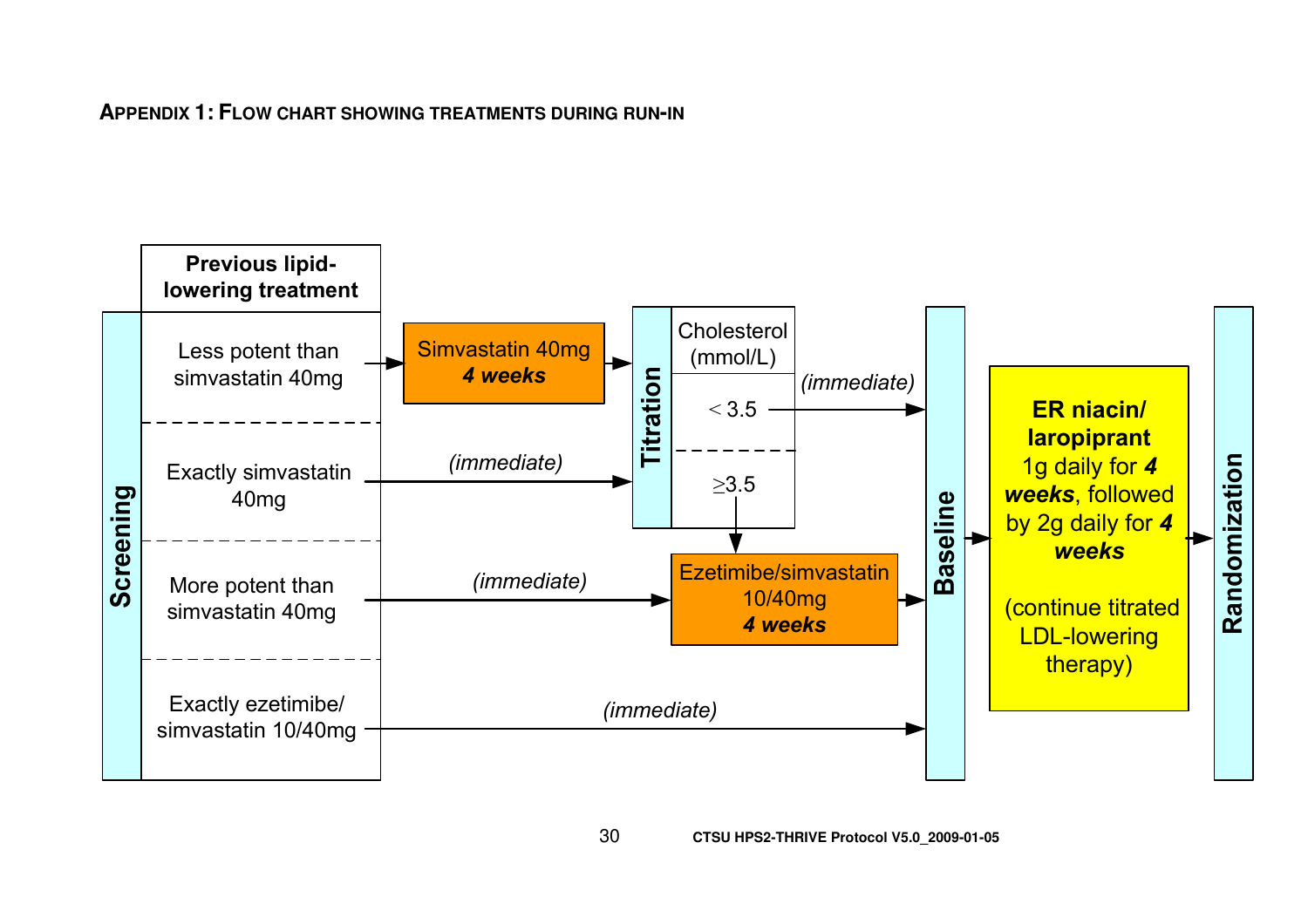## Appendix 1: Flow chart showing treatments during run-in

**Screening** — **Previous lipid-lowering treatment**

- Less potent than simvastatin 40mg → Simvastatin 40mg *4 weeks* → Titration
- Exactly simvastatin 40mg → *(immediate)* → Titration
- More potent than simvastatin 40mg → *(immediate)* → Ezetimibe/simvastatin 10/40mg *4 weeks* → Baseline
- Exactly ezetimibe/simvastatin 10/40mg → *(immediate)* → Baseline

**Titration** — Cholesterol (mmol/L)

- < 3.5 → *(immediate)* → Baseline
- ≥3.5 → Ezetimibe/simvastatin 10/40mg *4 weeks* → Baseline

**Baseline** → **ER niacin/ laropiprant** 1g daily for ***4 weeks***, followed by 2g daily for ***4 weeks*** (continue titrated LDL-lowering therapy) → **Randomization**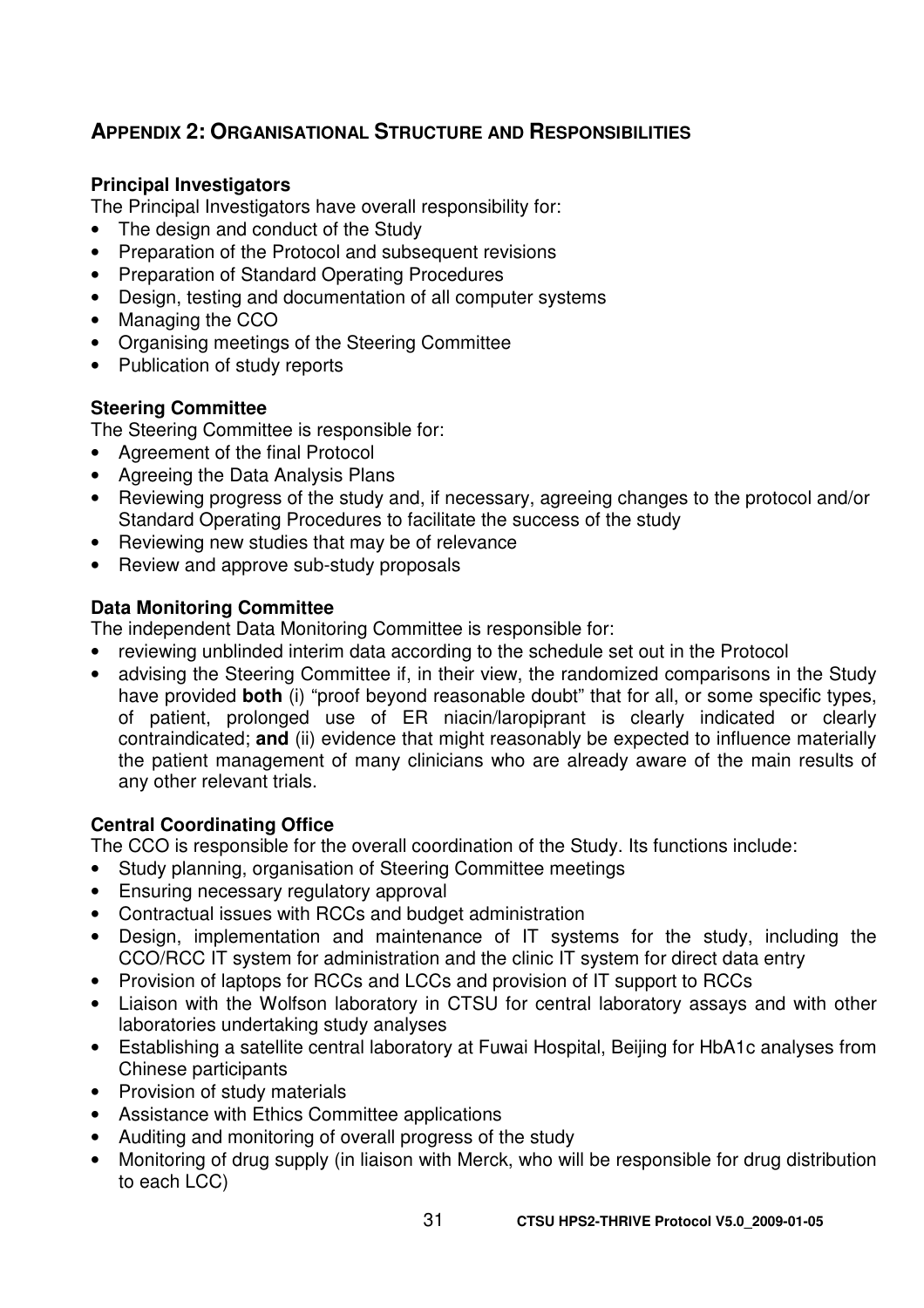## APPENDIX 2: ORGANISATIONAL STRUCTURE AND RESPONSIBILITIES

**Principal Investigators**

The Principal Investigators have overall responsibility for:

- The design and conduct of the Study
- Preparation of the Protocol and subsequent revisions
- Preparation of Standard Operating Procedures
- Design, testing and documentation of all computer systems
- Managing the CCO
- Organising meetings of the Steering Committee
- Publication of study reports

**Steering Committee**

The Steering Committee is responsible for:

- Agreement of the final Protocol
- Agreeing the Data Analysis Plans
- Reviewing progress of the study and, if necessary, agreeing changes to the protocol and/or Standard Operating Procedures to facilitate the success of the study
- Reviewing new studies that may be of relevance
- Review and approve sub-study proposals

**Data Monitoring Committee**

The independent Data Monitoring Committee is responsible for:

- reviewing unblinded interim data according to the schedule set out in the Protocol
- advising the Steering Committee if, in their view, the randomized comparisons in the Study have provided **both** (i) "proof beyond reasonable doubt" that for all, or some specific types, of patient, prolonged use of ER niacin/laropiprant is clearly indicated or clearly contraindicated; **and** (ii) evidence that might reasonably be expected to influence materially the patient management of many clinicians who are already aware of the main results of any other relevant trials.

**Central Coordinating Office**

The CCO is responsible for the overall coordination of the Study. Its functions include:

- Study planning, organisation of Steering Committee meetings
- Ensuring necessary regulatory approval
- Contractual issues with RCCs and budget administration
- Design, implementation and maintenance of IT systems for the study, including the CCO/RCC IT system for administration and the clinic IT system for direct data entry
- Provision of laptops for RCCs and LCCs and provision of IT support to RCCs
- Liaison with the Wolfson laboratory in CTSU for central laboratory assays and with other laboratories undertaking study analyses
- Establishing a satellite central laboratory at Fuwai Hospital, Beijing for HbA1c analyses from Chinese participants
- Provision of study materials
- Assistance with Ethics Committee applications
- Auditing and monitoring of overall progress of the study
- Monitoring of drug supply (in liaison with Merck, who will be responsible for drug distribution to each LCC)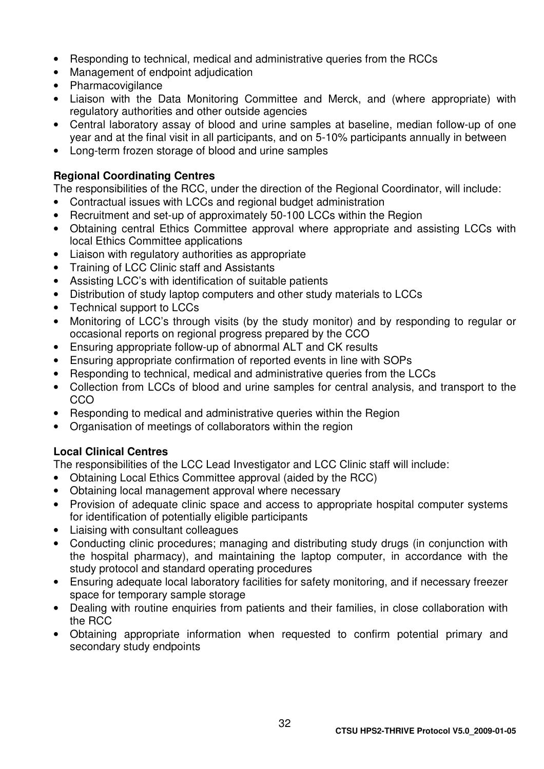- Responding to technical, medical and administrative queries from the RCCs
- Management of endpoint adjudication
- Pharmacovigilance
- Liaison with the Data Monitoring Committee and Merck, and (where appropriate) with regulatory authorities and other outside agencies
- Central laboratory assay of blood and urine samples at baseline, median follow-up of one year and at the final visit in all participants, and on 5-10% participants annually in between
- Long-term frozen storage of blood and urine samples

**Regional Coordinating Centres**

The responsibilities of the RCC, under the direction of the Regional Coordinator, will include:

- Contractual issues with LCCs and regional budget administration
- Recruitment and set-up of approximately 50-100 LCCs within the Region
- Obtaining central Ethics Committee approval where appropriate and assisting LCCs with local Ethics Committee applications
- Liaison with regulatory authorities as appropriate
- Training of LCC Clinic staff and Assistants
- Assisting LCC's with identification of suitable patients
- Distribution of study laptop computers and other study materials to LCCs
- Technical support to LCCs
- Monitoring of LCC's through visits (by the study monitor) and by responding to regular or occasional reports on regional progress prepared by the CCO
- Ensuring appropriate follow-up of abnormal ALT and CK results
- Ensuring appropriate confirmation of reported events in line with SOPs
- Responding to technical, medical and administrative queries from the LCCs
- Collection from LCCs of blood and urine samples for central analysis, and transport to the CCO
- Responding to medical and administrative queries within the Region
- Organisation of meetings of collaborators within the region

**Local Clinical Centres**

The responsibilities of the LCC Lead Investigator and LCC Clinic staff will include:

- Obtaining Local Ethics Committee approval (aided by the RCC)
- Obtaining local management approval where necessary
- Provision of adequate clinic space and access to appropriate hospital computer systems for identification of potentially eligible participants
- Liaising with consultant colleagues
- Conducting clinic procedures; managing and distributing study drugs (in conjunction with the hospital pharmacy), and maintaining the laptop computer, in accordance with the study protocol and standard operating procedures
- Ensuring adequate local laboratory facilities for safety monitoring, and if necessary freezer space for temporary sample storage
- Dealing with routine enquiries from patients and their families, in close collaboration with the RCC
- Obtaining appropriate information when requested to confirm potential primary and secondary study endpoints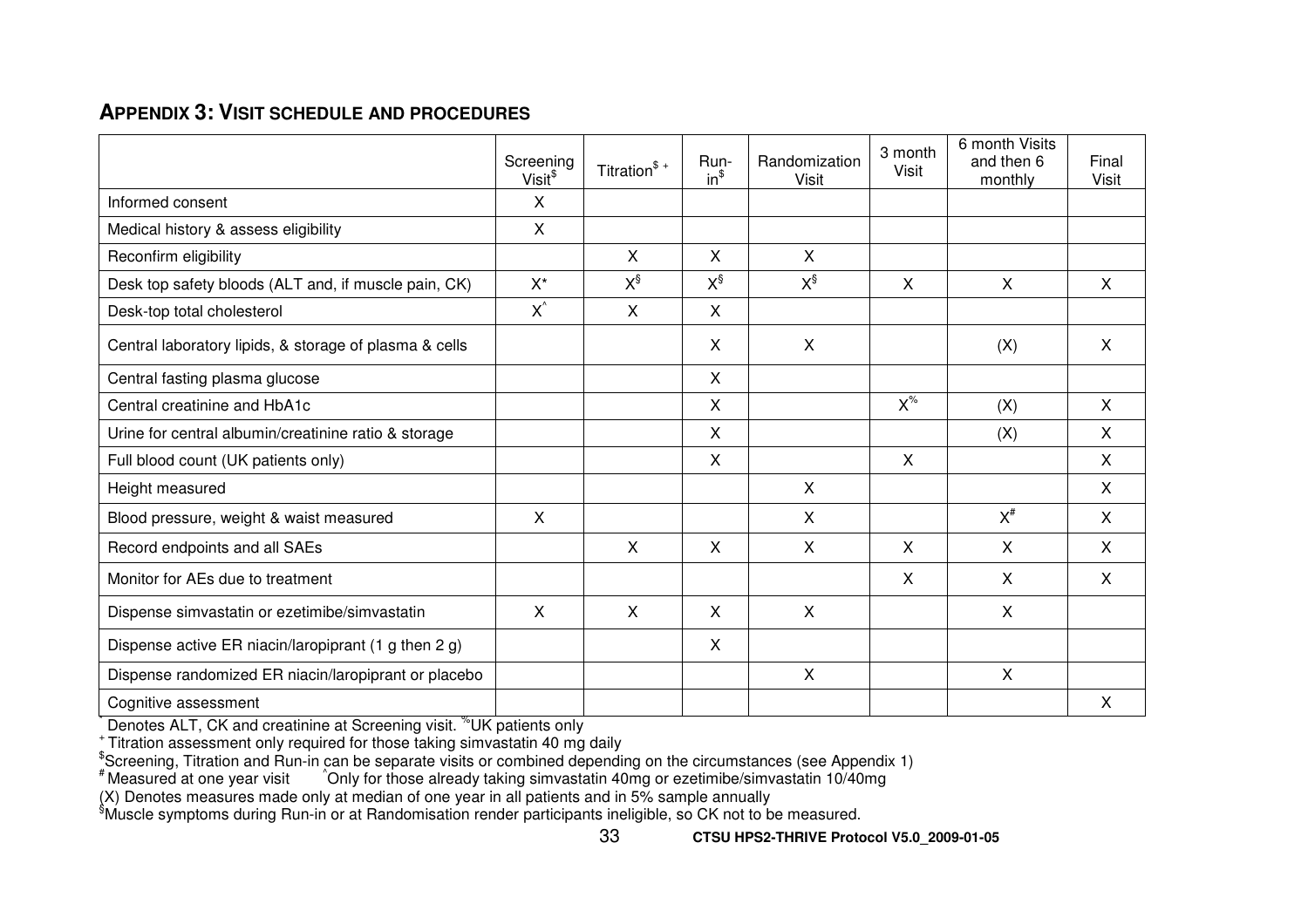## APPENDIX 3: VISIT SCHEDULE AND PROCEDURES

| | Screening Visit[$] | Titration[$ +] | Run-in[$] | Randomization Visit | 3 month Visit | 6 month Visits and then 6 monthly | Final Visit |
|---|---|---|---|---|---|---|---|
| Informed consent | X | | | | | | |
| Medical history & assess eligibility | X | | | | | | |
| Reconfirm eligibility | | X | X | X | | | |
| Desk top safety bloods (ALT and, if muscle pain, CK) | X* | X[§] | X[§] | X[§] | X | X | X |
| Desk-top total cholesterol | X[^] | X | X | | | | |
| Central laboratory lipids, & storage of plasma & cells | | | X | X | | (X) | X |
| Central fasting plasma glucose | | | X | | | | |
| Central creatinine and HbA1c | | | X | | X[%] | (X) | X |
| Urine for central albumin/creatinine ratio & storage | | | X | | | (X) | X |
| Full blood count (UK patients only) | | | X | | X | | X |
| Height measured | | | | X | | | X |
| Blood pressure, weight & waist measured | X | | | X | | X[#] | X |
| Record endpoints and all SAEs | | X | X | X | X | X | X |
| Monitor for AEs due to treatment | | | | | X | X | X |
| Dispense simvastatin or ezetimibe/simvastatin | X | X | X | X | | X | |
| Dispense active ER niacin/laropiprant (1 g then 2 g) | | | X | | | | |
| Dispense randomized ER niacin/laropiprant or placebo | | | | X | | X | |
| Cognitive assessment | | | | | | | X |

* Denotes ALT, CK and creatinine at Screening visit. % UK patients only

+ Titration assessment only required for those taking simvastatin 40 mg daily

$ Screening, Titration and Run-in can be separate visits or combined depending on the circumstances (see Appendix 1)

# Measured at one year visit ^ Only for those already taking simvastatin 40mg or ezetimibe/simvastatin 10/40mg

(X) Denotes measures made only at median of one year in all patients and in 5% sample annually

§ Muscle symptoms during Run-in or at Randomisation render participants ineligible, so CK not to be measured.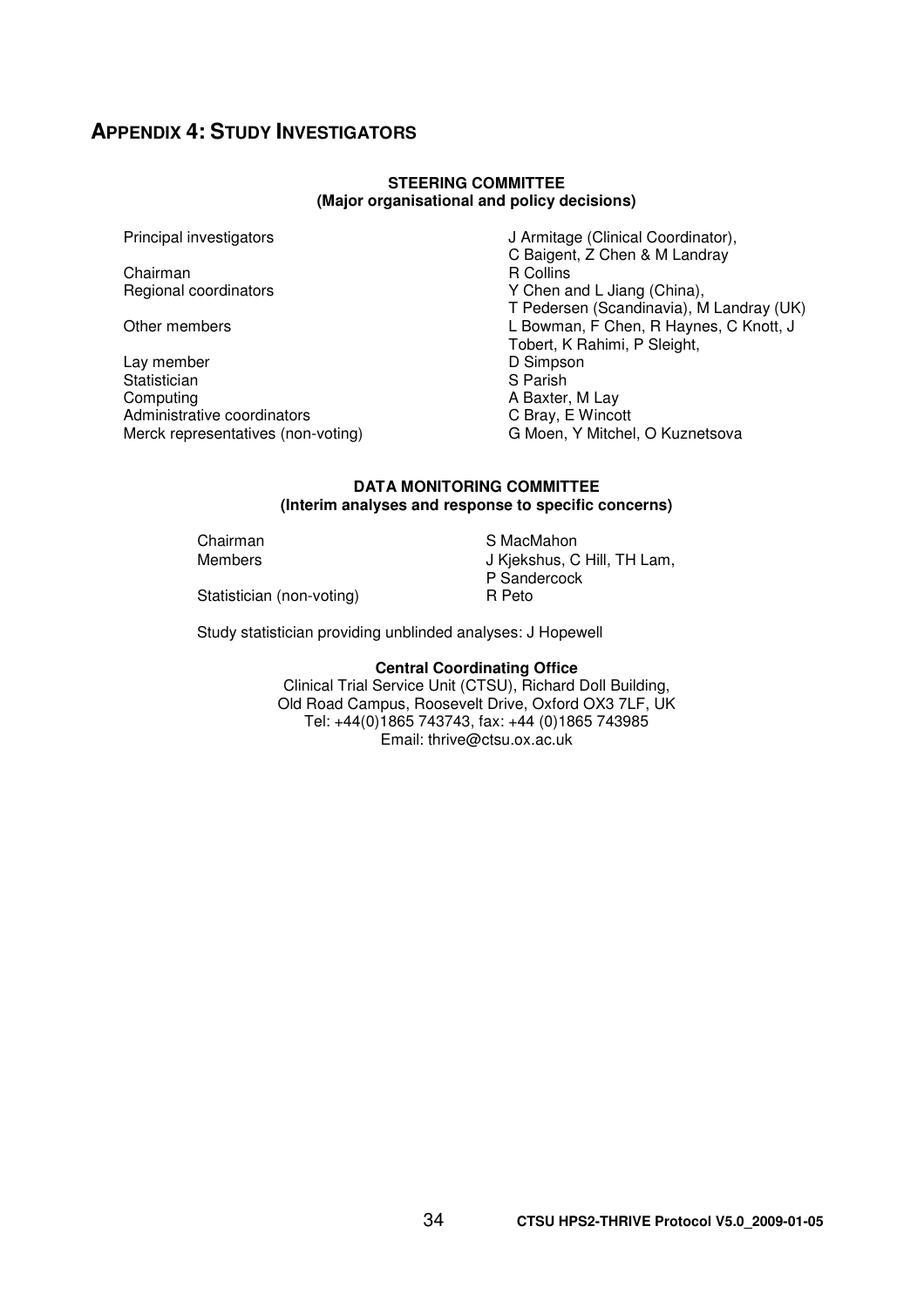## APPENDIX 4: STUDY INVESTIGATORS

**STEERING COMMITTEE**
**(Major organisational and policy decisions)**

| | |
|---|---|
| Principal investigators | J Armitage (Clinical Coordinator), C Baigent, Z Chen & M Landray |
| Chairman | R Collins |
| Regional coordinators | Y Chen and L Jiang (China), T Pedersen (Scandinavia), M Landray (UK) |
| Other members | L Bowman, F Chen, R Haynes, C Knott, J Tobert, K Rahimi, P Sleight, |
| Lay member | D Simpson |
| Statistician | S Parish |
| Computing | A Baxter, M Lay |
| Administrative coordinators | C Bray, E Wincott |
| Merck representatives (non-voting) | G Moen, Y Mitchel, O Kuznetsova |

**DATA MONITORING COMMITTEE**
**(Interim analyses and response to specific concerns)**

| | |
|---|---|
| Chairman | S MacMahon |
| Members | J Kjekshus, C Hill, TH Lam, P Sandercock |
| Statistician (non-voting) | R Peto |

Study statistician providing unblinded analyses: J Hopewell

**Central Coordinating Office**
Clinical Trial Service Unit (CTSU), Richard Doll Building,
Old Road Campus, Roosevelt Drive, Oxford OX3 7LF, UK
Tel: +44(0)1865 743743, fax: +44 (0)1865 743985
Email: thrive@ctsu.ox.ac.uk